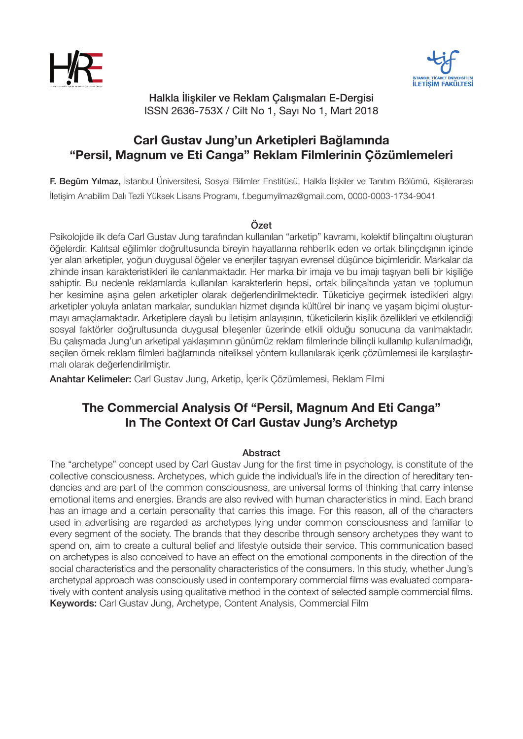Halkla İlişkiler ve Reklam Çalışmaları E-Dergisi
ISSN 2636-753X / Cilt No 1, Sayı No 1, Mart 2018

# Carl Gustav Jung'un Arketipleri Bağlamında "Persil, Magnum ve Eti Canga" Reklam Filmlerinin Çözümlemeleri

**F. Begüm Yılmaz,** İstanbul Üniversitesi, Sosyal Bilimler Enstitüsü, Halkla İlişkiler ve Tanıtım Bölümü, Kişilerarası İletişim Anabilim Dalı Tezli Yüksek Lisans Programı, f.begumyilmaz@gmail.com, 0000-0003-1734-9041

## Özet

Psikolojide ilk defa Carl Gustav Jung tarafından kullanılan "arketip" kavramı, kolektif bilinçaltını oluşturan öğelerdir. Kalıtsal eğilimler doğrultusunda bireyin hayatlarına rehberlik eden ve ortak bilinçdışının içinde yer alan arketipler, yoğun duygusal öğeler ve enerjiler taşıyan evrensel düşünce biçimleridir. Markalar da zihinde insan karakteristikleri ile canlanmaktadır. Her marka bir imaja ve bu imajı taşıyan belli bir kişiliğe sahiptir. Bu nedenle reklamlarda kullanılan karakterlerin hepsi, ortak bilinçaltında yatan ve toplumun her kesimine aşina gelen arketipler olarak değerlendirilmektedir. Tüketiciye geçirmek istedikleri algıyı arketipler yoluyla anlatan markalar, sundukları hizmet dışında kültürel bir inanç ve yaşam biçimi oluşturmayı amaçlamaktadır. Arketiplere dayalı bu iletişim anlayışının, tüketicilerin kişilik özellikleri ve etkilendiği sosyal faktörler doğrultusunda duygusal bileşenler üzerinde etkili olduğu sonucuna da varılmaktadır. Bu çalışmada Jung'un arketipal yaklaşımının günümüz reklam filmlerinde bilinçli kullanılıp kullanılmadığı, seçilen örnek reklam filmleri bağlamında niteliksel yöntem kullanılarak içerik çözümlemesi ile karşılaştırmalı olarak değerlendirilmiştir.

**Anahtar Kelimeler:** Carl Gustav Jung, Arketip, İçerik Çözümlemesi, Reklam Filmi

# The Commercial Analysis Of "Persil, Magnum And Eti Canga" In The Context Of Carl Gustav Jung's Archetyp

## Abstract

The "archetype" concept used by Carl Gustav Jung for the first time in psychology, is constitute of the collective consciousness. Archetypes, which guide the individual's life in the direction of hereditary tendencies and are part of the common consciousness, are universal forms of thinking that carry intense emotional items and energies. Brands are also revived with human characteristics in mind. Each brand has an image and a certain personality that carries this image. For this reason, all of the characters used in advertising are regarded as archetypes lying under common consciousness and familiar to every segment of the society. The brands that they describe through sensory archetypes they want to spend on, aim to create a cultural belief and lifestyle outside their service. This communication based on archetypes is also conceived to have an effect on the emotional components in the direction of the social characteristics and the personality characteristics of the consumers. In this study, whether Jung's archetypal approach was consciously used in contemporary commercial films was evaluated comparatively with content analysis using qualitative method in the context of selected sample commercial films.

**Keywords:** Carl Gustav Jung, Archetype, Content Analysis, Commercial Film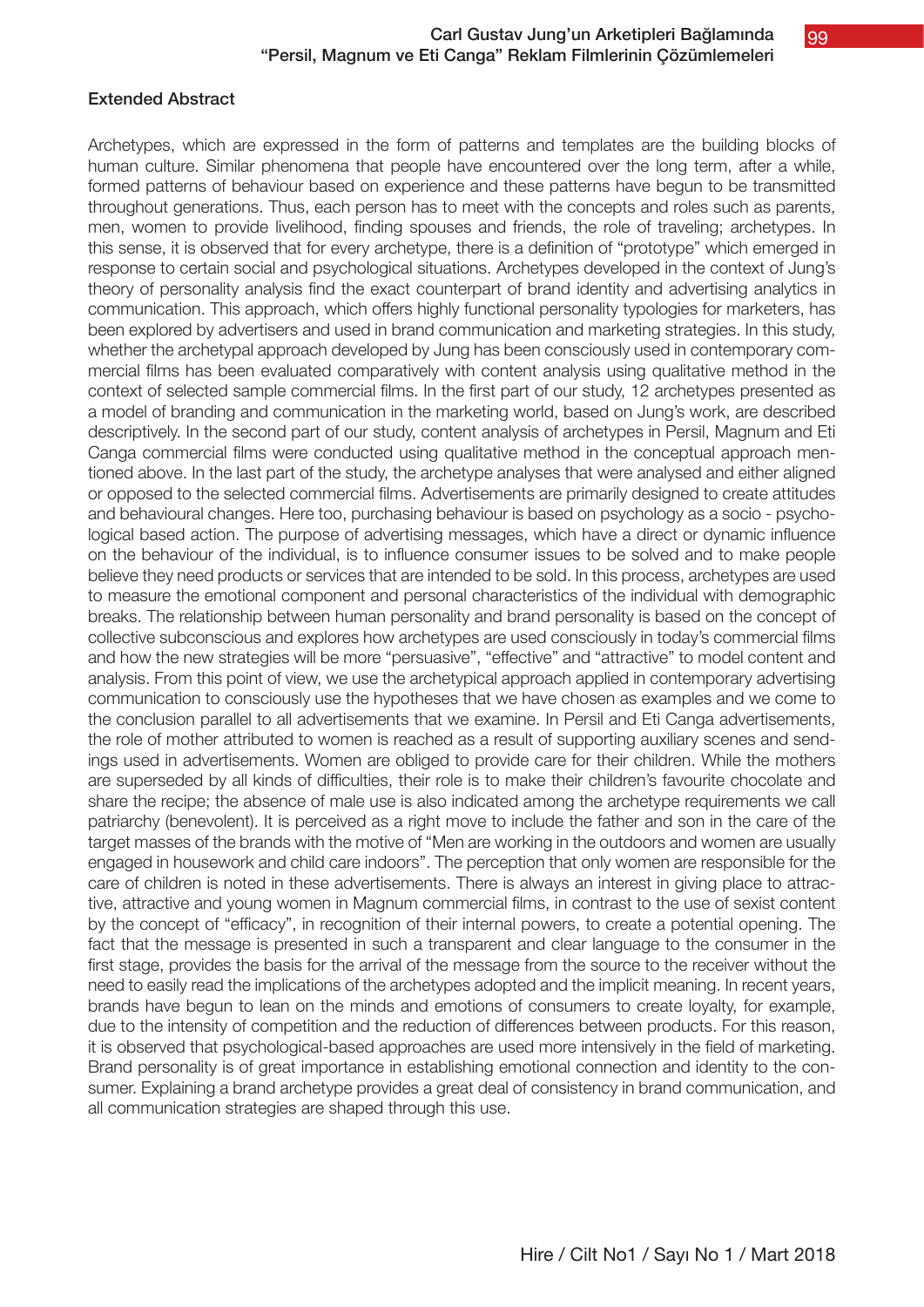## Extended Abstract

Archetypes, which are expressed in the form of patterns and templates are the building blocks of human culture. Similar phenomena that people have encountered over the long term, after a while, formed patterns of behaviour based on experience and these patterns have begun to be transmitted throughout generations. Thus, each person has to meet with the concepts and roles such as parents, men, women to provide livelihood, finding spouses and friends, the role of traveling; archetypes. In this sense, it is observed that for every archetype, there is a definition of "prototype" which emerged in response to certain social and psychological situations. Archetypes developed in the context of Jung's theory of personality analysis find the exact counterpart of brand identity and advertising analytics in communication. This approach, which offers highly functional personality typologies for marketers, has been explored by advertisers and used in brand communication and marketing strategies. In this study, whether the archetypal approach developed by Jung has been consciously used in contemporary commercial films has been evaluated comparatively with content analysis using qualitative method in the context of selected sample commercial films. In the first part of our study, 12 archetypes presented as a model of branding and communication in the marketing world, based on Jung's work, are described descriptively. In the second part of our study, content analysis of archetypes in Persil, Magnum and Eti Canga commercial films were conducted using qualitative method in the conceptual approach mentioned above. In the last part of the study, the archetype analyses that were analysed and either aligned or opposed to the selected commercial films. Advertisements are primarily designed to create attitudes and behavioural changes. Here too, purchasing behaviour is based on psychology as a socio - psychological based action. The purpose of advertising messages, which have a direct or dynamic influence on the behaviour of the individual, is to influence consumer issues to be solved and to make people believe they need products or services that are intended to be sold. In this process, archetypes are used to measure the emotional component and personal characteristics of the individual with demographic breaks. The relationship between human personality and brand personality is based on the concept of collective subconscious and explores how archetypes are used consciously in today's commercial films and how the new strategies will be more "persuasive", "effective" and "attractive" to model content and analysis. From this point of view, we use the archetypical approach applied in contemporary advertising communication to consciously use the hypotheses that we have chosen as examples and we come to the conclusion parallel to all advertisements that we examine. In Persil and Eti Canga advertisements, the role of mother attributed to women is reached as a result of supporting auxiliary scenes and sendings used in advertisements. Women are obliged to provide care for their children. While the mothers are superseded by all kinds of difficulties, their role is to make their children's favourite chocolate and share the recipe; the absence of male use is also indicated among the archetype requirements we call patriarchy (benevolent). It is perceived as a right move to include the father and son in the care of the target masses of the brands with the motive of "Men are working in the outdoors and women are usually engaged in housework and child care indoors". The perception that only women are responsible for the care of children is noted in these advertisements. There is always an interest in giving place to attractive, attractive and young women in Magnum commercial films, in contrast to the use of sexist content by the concept of "efficacy", in recognition of their internal powers, to create a potential opening. The fact that the message is presented in such a transparent and clear language to the consumer in the first stage, provides the basis for the arrival of the message from the source to the receiver without the need to easily read the implications of the archetypes adopted and the implicit meaning. In recent years, brands have begun to lean on the minds and emotions of consumers to create loyalty, for example, due to the intensity of competition and the reduction of differences between products. For this reason, it is observed that psychological-based approaches are used more intensively in the field of marketing. Brand personality is of great importance in establishing emotional connection and identity to the consumer. Explaining a brand archetype provides a great deal of consistency in brand communication, and all communication strategies are shaped through this use.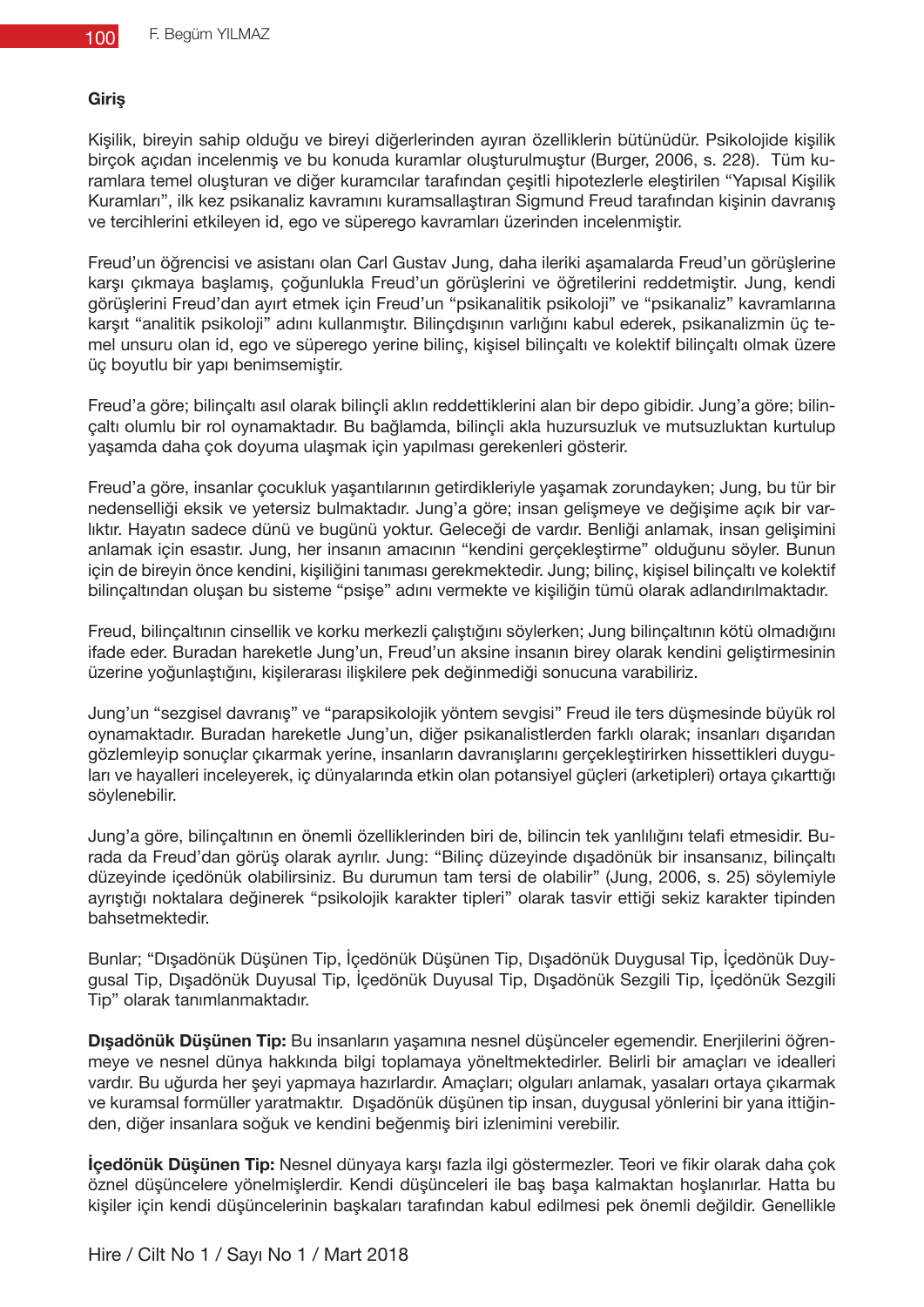**Giriş**

Kişilik, bireyin sahip olduğu ve bireyi diğerlerinden ayıran özelliklerin bütünüdür. Psikolojide kişilik birçok açıdan incelenmiş ve bu konuda kuramlar oluşturulmuştur (Burger, 2006, s. 228). Tüm kuramlara temel oluşturan ve diğer kuramcılar tarafından çeşitli hipotezlerle eleştirilen "Yapısal Kişilik Kuramları", ilk kez psikanaliz kavramını kuramsallaştıran Sigmund Freud tarafından kişinin davranış ve tercihlerini etkileyen id, ego ve süperego kavramları üzerinden incelenmiştir.

Freud'un öğrencisi ve asistanı olan Carl Gustav Jung, daha ileriki aşamalarda Freud'un görüşlerine karşı çıkmaya başlamış, çoğunlukla Freud'un görüşlerini ve öğretilerini reddetmiştir. Jung, kendi görüşlerini Freud'dan ayırt etmek için Freud'un "psikanalitik psikoloji" ve "psikanaliz" kavramlarına karşıt "analitik psikoloji" adını kullanmıştır. Bilinçdışının varlığını kabul ederek, psikanalizmin üç temel unsuru olan id, ego ve süperego yerine bilinç, kişisel bilinçaltı ve kolektif bilinçaltı olmak üzere üç boyutlu bir yapı benimsemiştir.

Freud'a göre; bilinçaltı asıl olarak bilinçli aklın reddettiklerini alan bir depo gibidir. Jung'a göre; bilinçaltı olumlu bir rol oynamaktadır. Bu bağlamda, bilinçli akla huzursuzluk ve mutsuzluktan kurtulup yaşamda daha çok doyuma ulaşmak için yapılması gerekenleri gösterir.

Freud'a göre, insanlar çocukluk yaşantılarının getirdikleriyle yaşamak zorundayken; Jung, bu tür bir nedenselliği eksik ve yetersiz bulmaktadır. Jung'a göre; insan gelişmeye ve değişime açık bir varlıktır. Hayatın sadece dünü ve bugünü yoktur. Geleceği de vardır. Benliği anlamak, insan gelişimini anlamak için esastır. Jung, her insanın amacının "kendini gerçekleştirme" olduğunu söyler. Bunun için de bireyin önce kendini, kişiliğini tanıması gerekmektedir. Jung; bilinç, kişisel bilinçaltı ve kolektif bilinçaltından oluşan bu sisteme "psişe" adını vermekte ve kişiliğin tümü olarak adlandırılmaktadır.

Freud, bilinçaltının cinsellik ve korku merkezli çalıştığını söylerken; Jung bilinçaltının kötü olmadığını ifade eder. Buradan hareketle Jung'un, Freud'un aksine insanın birey olarak kendini geliştirmesinin üzerine yoğunlaştığını, kişilerarası ilişkilere pek değinmediği sonucuna varabiliriz.

Jung'un "sezgisel davranış" ve "parapsikolojik yöntem sevgisi" Freud ile ters düşmesinde büyük rol oynamaktadır. Buradan hareketle Jung'un, diğer psikanalistlerden farklı olarak; insanları dışarıdan gözlemleyip sonuçlar çıkarmak yerine, insanların davranışlarını gerçekleştirirken hissettikleri duyguları ve hayalleri inceleyerek, iç dünyalarında etkin olan potansiyel güçleri (arketipleri) ortaya çıkarttığı söylenebilir.

Jung'a göre, bilinçaltının en önemli özelliklerinden biri de, bilincin tek yanlılığını telafi etmesidir. Burada da Freud'dan görüş olarak ayrılır. Jung: "Bilinç düzeyinde dışadönük bir insansanız, bilinçaltı düzeyinde içedönük olabilirsiniz. Bu durumun tam tersi de olabilir" (Jung, 2006, s. 25) söylemiyle ayrıştığı noktalara değinerek "psikolojik karakter tipleri" olarak tasvir ettiği sekiz karakter tipinden bahsetmektedir.

Bunlar; "Dışadönük Düşünen Tip, İçedönük Düşünen Tip, Dışadönük Duygusal Tip, İçedönük Duygusal Tip, Dışadönük Duyusal Tip, İçedönük Duyusal Tip, Dışadönük Sezgili Tip, İçedönük Sezgili Tip" olarak tanımlanmaktadır.

**Dışadönük Düşünen Tip:** Bu insanların yaşamına nesnel düşünceler egemendir. Enerjilerini öğrenmeye ve nesnel dünya hakkında bilgi toplamaya yöneltmektedirler. Belirli bir amaçları ve idealleri vardır. Bu uğurda her şeyi yapmaya hazırlardır. Amaçları; olguları anlamak, yasaları ortaya çıkarmak ve kuramsal formüller yaratmaktır. Dışadönük düşünen tip insan, duygusal yönlerini bir yana ittiğinden, diğer insanlara soğuk ve kendini beğenmiş biri izlenimini verebilir.

**İçedönük Düşünen Tip:** Nesnel dünyaya karşı fazla ilgi göstermezler. Teori ve fikir olarak daha çok öznel düşüncelere yönelmişlerdir. Kendi düşünceleri ile baş başa kalmaktan hoşlanırlar. Hatta bu kişiler için kendi düşüncelerinin başkaları tarafından kabul edilmesi pek önemli değildir. Genellikle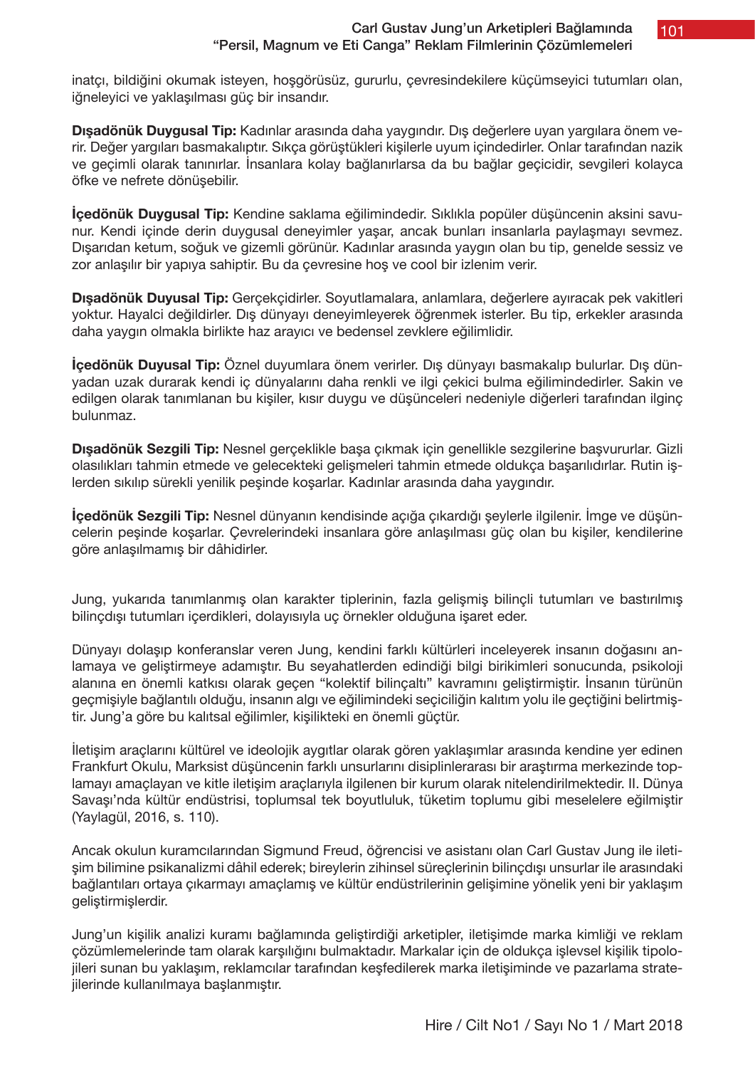inatçı, bildiğini okumak isteyen, hoşgörüsüz, gururlu, çevresindekilere küçümseyici tutumları olan, iğneleyici ve yaklaşılması güç bir insandır.

**Dışadönük Duygusal Tip:** Kadınlar arasında daha yaygındır. Dış değerlere uyan yargılara önem verir. Değer yargıları basmakalıptır. Sıkça görüştükleri kişilerle uyum içindedirler. Onlar tarafından nazik ve geçimli olarak tanınırlar. İnsanlara kolay bağlanırlarsa da bu bağlar geçicidir, sevgileri kolayca öfke ve nefrete dönüşebilir.

**İçedönük Duygusal Tip:** Kendine saklama eğilimindedir. Sıklıkla popüler düşüncenin aksini savunur. Kendi içinde derin duygusal deneyimler yaşar, ancak bunları insanlarla paylaşmayı sevmez. Dışarıdan ketum, soğuk ve gizemli görünür. Kadınlar arasında yaygın olan bu tip, genelde sessiz ve zor anlaşılır bir yapıya sahiptir. Bu da çevresine hoş ve cool bir izlenim verir.

**Dışadönük Duyusal Tip:** Gerçekçidirler. Soyutlamalara, anlamlara, değerlere ayıracak pek vakitleri yoktur. Hayalci değildirler. Dış dünyayı deneyimleyerek öğrenmek isterler. Bu tip, erkekler arasında daha yaygın olmakla birlikte haz arayıcı ve bedensel zevklere eğilimlidir.

**İçedönük Duyusal Tip:** Öznel duyumlara önem verirler. Dış dünyayı basmakalıp bulurlar. Dış dünyadan uzak durarak kendi iç dünyalarını daha renkli ve ilgi çekici bulma eğilimindedirler. Sakin ve edilgen olarak tanımlanan bu kişiler, kısır duygu ve düşünceleri nedeniyle diğerleri tarafından ilginç bulunmaz.

**Dışadönük Sezgili Tip:** Nesnel gerçeklikle başa çıkmak için genellikle sezgilerine başvururlar. Gizli olasılıkları tahmin etmede ve gelecekteki gelişmeleri tahmin etmede oldukça başarılıdırlar. Rutin işlerden sıkılıp sürekli yenilik peşinde koşarlar. Kadınlar arasında daha yaygındır.

**İçedönük Sezgili Tip:** Nesnel dünyanın kendisinde açığa çıkardığı şeylerle ilgilenir. İmge ve düşüncelerin peşinde koşarlar. Çevrelerindeki insanlara göre anlaşılması güç olan bu kişiler, kendilerine göre anlaşılmamış bir dâhidirler.

Jung, yukarıda tanımlanmış olan karakter tiplerinin, fazla gelişmiş bilinçli tutumları ve bastırılmış bilinçdışı tutumları içerdikleri, dolayısıyla uç örnekler olduğuna işaret eder.

Dünyayı dolaşıp konferanslar veren Jung, kendini farklı kültürleri inceleyerek insanın doğasını anlamaya ve geliştirmeye adamıştır. Bu seyahatlerden edindiği bilgi birikimleri sonucunda, psikoloji alanına en önemli katkısı olarak geçen "kolektif bilinçaltı" kavramını geliştirmiştir. İnsanın türünün geçmişiyle bağlantılı olduğu, insanın algı ve eğilimindeki seçiciliğin kalıtım yolu ile geçtiğini belirtmiştir. Jung'a göre bu kalıtsal eğilimler, kişilikteki en önemli güçtür.

İletişim araçlarını kültürel ve ideolojik aygıtlar olarak gören yaklaşımlar arasında kendine yer edinen Frankfurt Okulu, Marksist düşüncenin farklı unsurlarını disiplinlerarası bir araştırma merkezinde toplamayı amaçlayan ve kitle iletişim araçlarıyla ilgilenen bir kurum olarak nitelendirilmektedir. II. Dünya Savaşı'nda kültür endüstrisi, toplumsal tek boyutluluk, tüketim toplumu gibi meselelere eğilmiştir (Yaylagül, 2016, s. 110).

Ancak okulun kuramcılarından Sigmund Freud, öğrencisi ve asistanı olan Carl Gustav Jung ile iletişim bilimine psikanalizmi dâhil ederek; bireylerin zihinsel süreçlerinin bilinçdışı unsurlar ile arasındaki bağlantıları ortaya çıkarmayı amaçlamış ve kültür endüstrilerinin gelişimine yönelik yeni bir yaklaşım geliştirmişlerdir.

Jung'un kişilik analizi kuramı bağlamında geliştirdiği arketipler, iletişimde marka kimliği ve reklam çözümlemelerinde tam olarak karşılığını bulmaktadır. Markalar için de oldukça işlevsel kişilik tipolojileri sunan bu yaklaşım, reklamcılar tarafından keşfedilerek marka iletişiminde ve pazarlama stratejilerinde kullanılmaya başlanmıştır.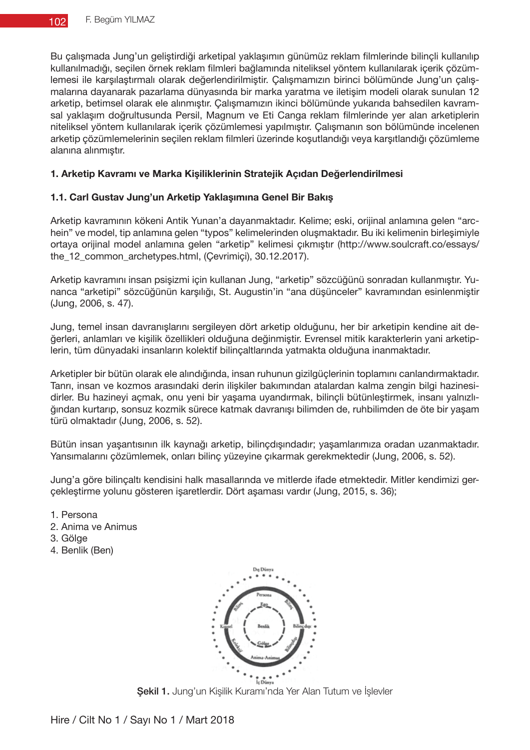Bu çalışmada Jung'un geliştirdiği arketipal yaklaşımın günümüz reklam filmlerinde bilinçli kullanılıp kullanılmadığı, seçilen örnek reklam filmleri bağlamında niteliksel yöntem kullanılarak içerik çözümlemesi ile karşılaştırmalı olarak değerlendirilmiştir. Çalışmamızın birinci bölümünde Jung'un çalışmalarına dayanarak pazarlama dünyasında bir marka yaratma ve iletişim modeli olarak sunulan 12 arketip, betimsel olarak ele alınmıştır. Çalışmamızın ikinci bölümünde yukarıda bahsedilen kavramsal yaklaşım doğrultusunda Persil, Magnum ve Eti Canga reklam filmlerinde yer alan arketiplerin niteliksel yöntem kullanılarak içerik çözümlemesi yapılmıştır. Çalışmanın son bölümünde incelenen arketip çözümlemelerinin seçilen reklam filmleri üzerinde koşutlandığı veya karşıtlandığı çözümleme alanına alınmıştır.

## 1. Arketip Kavramı ve Marka Kişiliklerinin Stratejik Açıdan Değerlendirilmesi

### 1.1. Carl Gustav Jung'un Arketip Yaklaşımına Genel Bir Bakış

Arketip kavramının kökeni Antik Yunan'a dayanmaktadır. Kelime; eski, orijinal anlamına gelen "archein" ve model, tip anlamına gelen "typos" kelimelerinden oluşmaktadır. Bu iki kelimenin birleşimiyle ortaya orijinal model anlamına gelen "arketip" kelimesi çıkmıştır (http://www.soulcraft.co/essays/the_12_common_archetypes.html, (Çevrimiçi), 30.12.2017).

Arketip kavramını insan psişizmi için kullanan Jung, "arketip" sözcüğünü sonradan kullanmıştır. Yunanca "arketipi" sözcüğünün karşılığı, St. Augustin'in "ana düşünceler" kavramından esinlenmiştir (Jung, 2006, s. 47).

Jung, temel insan davranışlarını sergileyen dört arketip olduğunu, her bir arketipin kendine ait değerleri, anlamları ve kişilik özellikleri olduğuna değinmiştir. Evrensel mitik karakterlerin yani arketiplerin, tüm dünyadaki insanların kolektif bilinçaltlarında yatmakta olduğuna inanmaktadır.

Arketipler bir bütün olarak ele alındığında, insan ruhunun gizilgüçlerinin toplamını canlandırmaktadır. Tanrı, insan ve kozmos arasındaki derin ilişkiler bakımından atalardan kalma zengin bilgi hazinesidirler. Bu hazineyi açmak, onu yeni bir yaşama uyandırmak, bilinçli bütünleştirmek, insanı yalnızlığından kurtarıp, sonsuz kozmik sürece katmak davranışı bilimden de, ruhbilimden de öte bir yaşam türü olmaktadır (Jung, 2006, s. 52).

Bütün insan yaşantısının ilk kaynağı arketip, bilinçdışındadır; yaşamlarımıza oradan uzanmaktadır. Yansımalarını çözümlemek, onları bilinç yüzeyine çıkarmak gerekmektedir (Jung, 2006, s. 52).

Jung'a göre bilinçaltı kendisini halk masallarında ve mitlerde ifade etmektedir. Mitler kendimizi gerçekleştirme yolunu gösteren işaretlerdir. Dört aşaması vardır (Jung, 2015, s. 36);

1. Persona
2. Anima ve Animus
3. Gölge
4. Benlik (Ben)

**Şekil 1.** Jung'un Kişilik Kuramı'nda Yer Alan Tutum ve İşlevler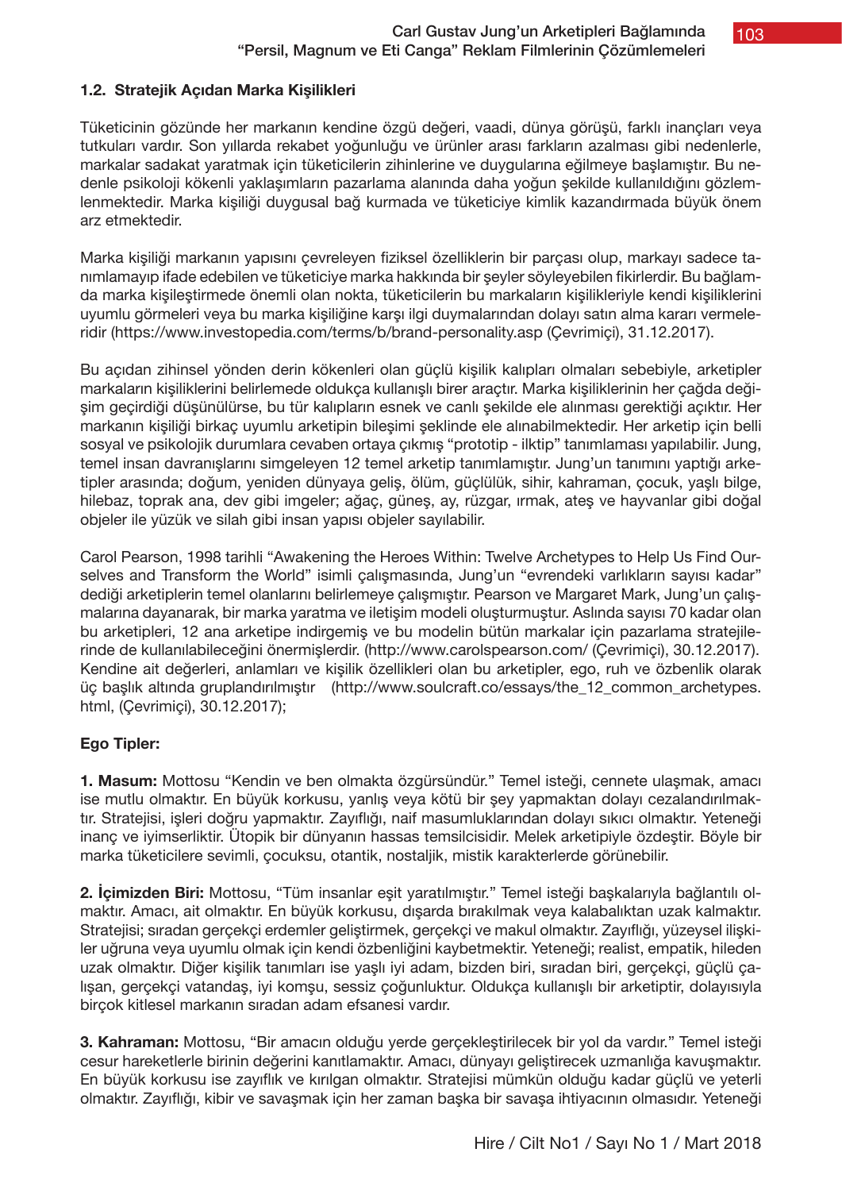### 1.2. Stratejik Açıdan Marka Kişilikleri

Tüketicinin gözünde her markanın kendine özgü değeri, vaadi, dünya görüşü, farklı inançları veya tutkuları vardır. Son yıllarda rekabet yoğunluğu ve ürünler arası farkların azalması gibi nedenlerle, markalar sadakat yaratmak için tüketicilerin zihinlerine ve duygularına eğilmeye başlamıştır. Bu nedenle psikoloji kökenli yaklaşımların pazarlama alanında daha yoğun şekilde kullanıldığını gözlemlenmektedir. Marka kişiliği duygusal bağ kurmada ve tüketiciye kimlik kazandırmada büyük önem arz etmektedir.

Marka kişiliği markanın yapısını çevreleyen fiziksel özelliklerin bir parçası olup, markayı sadece tanımlamayıp ifade edebilen ve tüketiciye marka hakkında bir şeyler söyleyebilen fikirlerdir. Bu bağlamda marka kişileştirmede önemli olan nokta, tüketicilerin bu markaların kişilikleriyle kendi kişiliklerini uyumlu görmeleri veya bu marka kişiliğine karşı ilgi duymalarından dolayı satın alma kararı vermeleridir (https://www.investopedia.com/terms/b/brand-personality.asp (Çevrimiçi), 31.12.2017).

Bu açıdan zihinsel yönden derin kökenleri olan güçlü kişilik kalıpları olmaları sebebiyle, arketipler markaların kişiliklerini belirlemede oldukça kullanışlı birer araçtır. Marka kişiliklerinin her çağda değişim geçirdiği düşünülürse, bu tür kalıpların esnek ve canlı şekilde ele alınması gerektiği açıktır. Her markanın kişiliği birkaç uyumlu arketipin bileşimi şeklinde ele alınabilmektedir. Her arketip için belli sosyal ve psikolojik durumlara cevaben ortaya çıkmış "prototip - ilktip" tanımlaması yapılabilir. Jung, temel insan davranışlarını simgeleyen 12 temel arketip tanımlamıştır. Jung'un tanımını yaptığı arketipler arasında; doğum, yeniden dünyaya geliş, ölüm, güçlülük, sihir, kahraman, çocuk, yaşlı bilge, hilebaz, toprak ana, dev gibi imgeler; ağaç, güneş, ay, rüzgar, ırmak, ateş ve hayvanlar gibi doğal objeler ile yüzük ve silah gibi insan yapısı objeler sayılabilir.

Carol Pearson, 1998 tarihli "Awakening the Heroes Within: Twelve Archetypes to Help Us Find Ourselves and Transform the World" isimli çalışmasında, Jung'un "evrendeki varlıkların sayısı kadar" dediği arketiplerin temel olanlarını belirlemeye çalışmıştır. Pearson ve Margaret Mark, Jung'un çalışmalarına dayanarak, bir marka yaratma ve iletişim modeli oluşturmuştur. Aslında sayısı 70 kadar olan bu arketipleri, 12 ana arketipe indirgemiş ve bu modelin bütün markalar için pazarlama stratejilerinde de kullanılabileceğini önermişlerdir. (http://www.carolspearson.com/ (Çevrimiçi), 30.12.2017). Kendine ait değerleri, anlamları ve kişilik özellikleri olan bu arketipler, ego, ruh ve özbenlik olarak üç başlık altında gruplandırılmıştır (http://www.soulcraft.co/essays/the_12_common_archetypes.html, (Çevrimiçi), 30.12.2017);

**Ego Tipler:**

**1. Masum:** Mottosu "Kendin ve ben olmakta özgürsündür." Temel isteği, cennete ulaşmak, amacı ise mutlu olmaktır. En büyük korkusu, yanlış veya kötü bir şey yapmaktan dolayı cezalandırılmaktır. Stratejisi, işleri doğru yapmaktır. Zayıflığı, naif masumluklarından dolayı sıkıcı olmaktır. Yeteneği inanç ve iyimserliktir. Ütopik bir dünyanın hassas temsilcisidir. Melek arketipiyle özdeştir. Böyle bir marka tüketicilere sevimli, çocuksu, otantik, nostaljik, mistik karakterlerde görünebilir.

**2. İçimizden Biri:** Mottosu, "Tüm insanlar eşit yaratılmıştır." Temel isteği başkalarıyla bağlantılı olmaktır. Amacı, ait olmaktır. En büyük korkusu, dışarda bırakılmak veya kalabalıktan uzak kalmaktır. Stratejisi; sıradan gerçekçi erdemler geliştirmek, gerçekçi ve makul olmaktır. Zayıflığı, yüzeysel ilişkiler uğruna veya uyumlu olmak için kendi özbenliğini kaybetmektir. Yeteneği; realist, empatik, hileden uzak olmaktır. Diğer kişilik tanımları ise yaşlı iyi adam, bizden biri, sıradan biri, gerçekçi, güçlü çalışan, gerçekçi vatandaş, iyi komşu, sessiz çoğunluktur. Oldukça kullanışlı bir arketiptir, dolayısıyla birçok kitlesel markanın sıradan adam efsanesi vardır.

**3. Kahraman:** Mottosu, "Bir amacın olduğu yerde gerçekleştirilecek bir yol da vardır." Temel isteği cesur hareketlerle birinin değerini kanıtlamaktır. Amacı, dünyayı geliştirecek uzmanlığa kavuşmaktır. En büyük korkusu ise zayıflık ve kırılgan olmaktır. Stratejisi mümkün olduğu kadar güçlü ve yeterli olmaktır. Zayıflığı, kibir ve savaşmak için her zaman başka bir savaşa ihtiyacının olmasıdır. Yeteneği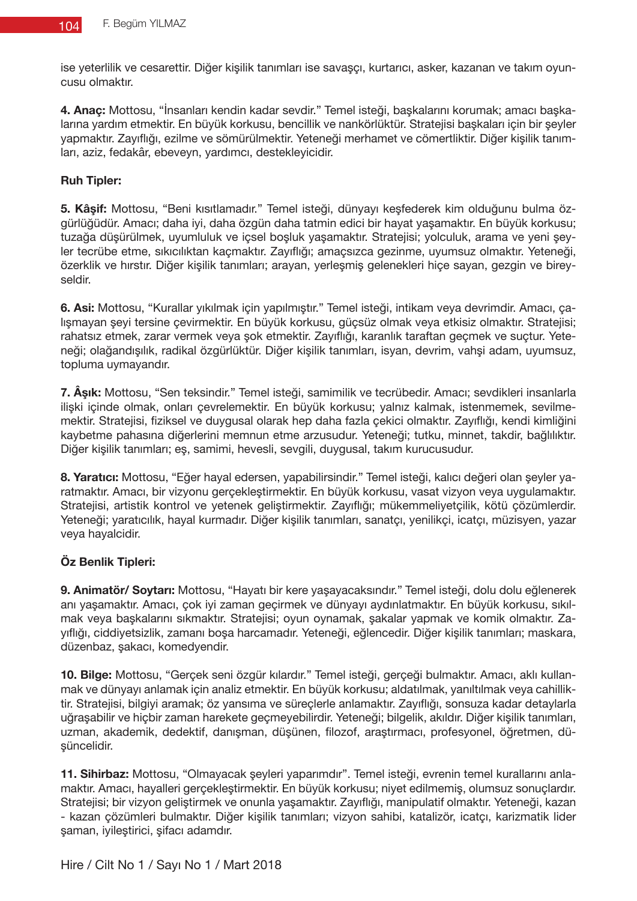ise yeterlilik ve cesarettir. Diğer kişilik tanımları ise savaşçı, kurtarıcı, asker, kazanan ve takım oyuncusu olmaktır.

**4. Anaç:** Mottosu, "İnsanları kendin kadar sevdir." Temel isteği, başkalarını korumak; amacı başkalarına yardım etmektir. En büyük korkusu, bencillik ve nankörlüktür. Stratejisi başkaları için bir şeyler yapmaktır. Zayıflığı, ezilme ve sömürülmektir. Yeteneği merhamet ve cömertliktir. Diğer kişilik tanımları, aziz, fedakâr, ebeveyn, yardımcı, destekleyicidir.

**Ruh Tipler:**

**5. Kâşif:** Mottosu, "Beni kısıtlamadır." Temel isteği, dünyayı keşfederek kim olduğunu bulma özgürlüğüdür. Amacı; daha iyi, daha özgün daha tatmin edici bir hayat yaşamaktır. En büyük korkusu; tuzağa düşürülmek, uyumluluk ve içsel boşluk yaşamaktır. Stratejisi; yolculuk, arama ve yeni şeyler tecrübe etme, sıkıcılıktan kaçmaktır. Zayıflığı; amaçsızca gezinme, uyumsuz olmaktır. Yeteneği, özerklik ve hırstır. Diğer kişilik tanımları; arayan, yerleşmiş gelenekleri hiçe sayan, gezgin ve bireyseldir.

**6. Asi:** Mottosu, "Kurallar yıkılmak için yapılmıştır." Temel isteği, intikam veya devrimdir. Amacı, çalışmayan şeyi tersine çevirmektir. En büyük korkusu, güçsüz olmak veya etkisiz olmaktır. Stratejisi; rahatsız etmek, zarar vermek veya şok etmektir. Zayıflığı, karanlık taraftan geçmek ve suçtur. Yeteneği; olağandışılık, radikal özgürlüktür. Diğer kişilik tanımları, isyan, devrim, vahşi adam, uyumsuz, topluma uymayandır.

**7. Âşık:** Mottosu, "Sen teksindir." Temel isteği, samimilik ve tecrübedir. Amacı; sevdikleri insanlarla ilişki içinde olmak, onları çevrelemektir. En büyük korkusu; yalnız kalmak, istenmemek, sevilmemektir. Stratejisi, fiziksel ve duygusal olarak hep daha fazla çekici olmaktır. Zayıflığı, kendi kimliğini kaybetme pahasına diğerlerini memnun etme arzusudur. Yeteneği; tutku, minnet, takdir, bağlılıktır. Diğer kişilik tanımları; eş, samimi, hevesli, sevgili, duygusal, takım kurucusudur.

**8. Yaratıcı:** Mottosu, "Eğer hayal edersen, yapabilirsindir." Temel isteği, kalıcı değeri olan şeyler yaratmaktır. Amacı, bir vizyonu gerçekleştirmektir. En büyük korkusu, vasat vizyon veya uygulamaktır. Stratejisi, artistik kontrol ve yetenek geliştirmektir. Zayıflığı; mükemmeliyetçilik, kötü çözümlerdir. Yeteneği; yaratıcılık, hayal kurmadır. Diğer kişilik tanımları, sanatçı, yenilikçi, icatçı, müzisyen, yazar veya hayalcidir.

**Öz Benlik Tipleri:**

**9. Animatör/ Soytarı:** Mottosu, "Hayatı bir kere yaşayacaksındır." Temel isteği, dolu dolu eğlenerek anı yaşamaktır. Amacı, çok iyi zaman geçirmek ve dünyayı aydınlatmaktır. En büyük korkusu, sıkılmak veya başkalarını sıkmaktır. Stratejisi; oyun oynamak, şakalar yapmak ve komik olmaktır. Zayıflığı, ciddiyetsizlik, zamanı boşa harcamadır. Yeteneği, eğlencedir. Diğer kişilik tanımları; maskara, düzenbaz, şakacı, komedyendir.

**10. Bilge:** Mottosu, "Gerçek seni özgür kılardır." Temel isteği, gerçeği bulmaktır. Amacı, aklı kullanmak ve dünyayı anlamak için analiz etmektir. En büyük korkusu; aldatılmak, yanıltılmak veya cahilliktir. Stratejisi, bilgiyi aramak; öz yansıma ve süreçlerle anlamaktır. Zayıflığı, sonsuza kadar detaylarla uğraşabilir ve hiçbir zaman harekete geçmeyebilirdir. Yeteneği; bilgelik, akıldır. Diğer kişilik tanımları, uzman, akademik, dedektif, danışman, düşünen, filozof, araştırmacı, profesyonel, öğretmen, düşüncelidir.

**11. Sihirbaz:** Mottosu, "Olmayacak şeyleri yaparımdır". Temel isteği, evrenin temel kurallarını anlamaktır. Amacı, hayalleri gerçekleştirmektir. En büyük korkusu; niyet edilmemiş, olumsuz sonuçlardır. Stratejisi; bir vizyon geliştirmek ve onunla yaşamaktır. Zayıflığı, manipulatif olmaktır. Yeteneği, kazan - kazan çözümleri bulmaktır. Diğer kişilik tanımları; vizyon sahibi, katalizör, icatçı, karizmatik lider şaman, iyileştirici, şifacı adamdır.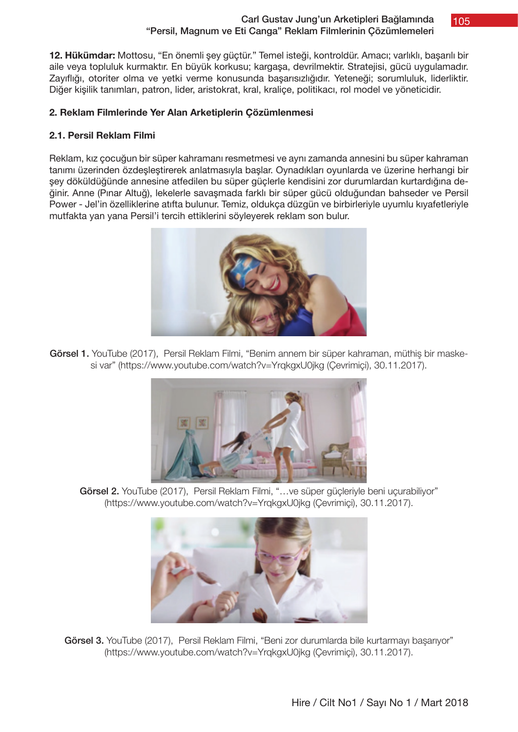**12. Hükümdar:** Mottosu, "En önemli şey güçtür." Temel isteği, kontroldür. Amacı; varlıklı, başarılı bir aile veya topluluk kurmaktır. En büyük korkusu; kargaşa, devrilmektir. Stratejisi, gücü uygulamadır. Zayıflığı, otoriter olma ve yetki verme konusunda başarısızlığıdır. Yeteneği; sorumluluk, liderliktir. Diğer kişilik tanımları, patron, lider, aristokrat, kral, kraliçe, politikacı, rol model ve yöneticidir.

## 2. Reklam Filmlerinde Yer Alan Arketiplerin Çözümlenmesi

### 2.1. Persil Reklam Filmi

Reklam, kız çocuğun bir süper kahramanı resmetmesi ve aynı zamanda annesini bu süper kahraman tanımı üzerinden özdeşleştirerek anlatmasıyla başlar. Oynadıkları oyunlarda ve üzerine herhangi bir şey döküldüğünde annesine atfedilen bu süper güçlerle kendisini zor durumlardan kurtardığına değinir. Anne (Pınar Altuğ), lekelerle savaşmada farklı bir süper gücü olduğundan bahseder ve Persil Power - Jel'in özelliklerine atıfta bulunur. Temiz, oldukça düzgün ve birbirleriyle uyumlu kıyafetleriyle mutfakta yan yana Persil'i tercih ettiklerini söyleyerek reklam son bulur.

**Görsel 1.** YouTube (2017), Persil Reklam Filmi, "Benim annem bir süper kahraman, müthiş bir maskesi var" (https://www.youtube.com/watch?v=YrqkgxU0jkg (Çevrimiçi), 30.11.2017).

**Görsel 2.** YouTube (2017), Persil Reklam Filmi, "…ve süper güçleriyle beni uçurabiliyor" (https://www.youtube.com/watch?v=YrqkgxU0jkg (Çevrimiçi), 30.11.2017).

**Görsel 3.** YouTube (2017), Persil Reklam Filmi, "Beni zor durumlarda bile kurtarmayı başarıyor" (https://www.youtube.com/watch?v=YrqkgxU0jkg (Çevrimiçi), 30.11.2017).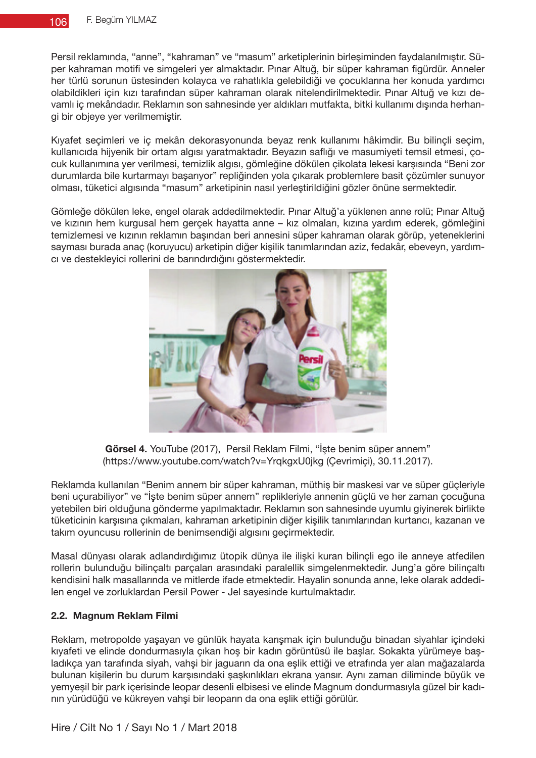Persil reklamında, “anne”, “kahraman” ve “masum” arketiplerinin birleşiminden faydalanılmıştır. Süper kahraman motifi ve simgeleri yer almaktadır. Pınar Altuğ, bir süper kahraman figürdür. Anneler her türlü sorunun üstesinden kolayca ve rahatlıkla gelebildiği ve çocuklarına her konuda yardımcı olabildikleri için kızı tarafından süper kahraman olarak nitelendirilmektedir. Pınar Altuğ ve kızı devamlı iç mekândadır. Reklamın son sahnesinde yer aldıkları mutfakta, bitki kullanımı dışında herhangi bir objeye yer verilmemiştir.

Kıyafet seçimleri ve iç mekân dekorasyonunda beyaz renk kullanımı hâkimdir. Bu bilinçli seçim, kullanıcıda hijyenik bir ortam algısı yaratmaktadır. Beyazın saflığı ve masumiyeti temsil etmesi, çocuk kullanımına yer verilmesi, temizlik algısı, gömleğine dökülen çikolata lekesi karşısında “Beni zor durumlarda bile kurtarmayı başarıyor” repliğinden yola çıkarak problemlere basit çözümler sunuyor olması, tüketici algısında “masum” arketipinin nasıl yerleştirildiğini gözler önüne sermektedir.

Gömleğe dökülen leke, engel olarak addedilmektedir. Pınar Altuğ’a yüklenen anne rolü; Pınar Altuğ ve kızının hem kurgusal hem gerçek hayatta anne – kız olmaları, kızına yardım ederek, gömleğini temizlemesi ve kızının reklamın başından beri annesini süper kahraman olarak görüp, yeteneklerini sayması burada anaç (koruyucu) arketipin diğer kişilik tanımlarından aziz, fedakâr, ebeveyn, yardımcı ve destekleyici rollerini de barındırdığını göstermektedir.

**Görsel 4.** YouTube (2017), Persil Reklam Filmi, “İşte benim süper annem” (https://www.youtube.com/watch?v=YrqkgxU0jkg (Çevrimiçi), 30.11.2017).

Reklamda kullanılan “Benim annem bir süper kahraman, müthiş bir maskesi var ve süper güçleriyle beni uçurabiliyor” ve “İşte benim süper annem” replikleriyle annenin güçlü ve her zaman çocuğuna yetebilen biri olduğuna gönderme yapılmaktadır. Reklamın son sahnesinde uyumlu giyinerek birlikte tüketicinin karşısına çıkmaları, kahraman arketipinin diğer kişilik tanımlarından kurtarıcı, kazanan ve takım oyuncusu rollerinin de benimsendiği algısını geçirmektedir.

Masal dünyası olarak adlandırdığımız ütopik dünya ile ilişki kuran bilinçli ego ile anneye atfedilen rollerin bulunduğu bilinçaltı parçaları arasındaki paralellik simgelenmektedir. Jung’a göre bilinçaltı kendisini halk masallarında ve mitlerde ifade etmektedir. Hayalin sonunda anne, leke olarak addedilen engel ve zorluklardan Persil Power - Jel sayesinde kurtulmaktadır.

### 2.2. Magnum Reklam Filmi

Reklam, metropolde yaşayan ve günlük hayata karışmak için bulunduğu binadan siyahlar içindeki kıyafeti ve elinde dondurmasıyla çıkan hoş bir kadın görüntüsü ile başlar. Sokakta yürümeye başladıkça yan tarafında siyah, vahşi bir jaguarın da ona eşlik ettiği ve etrafında yer alan mağazalarda bulunan kişilerin bu durum karşısındaki şaşkınlıkları ekrana yansır. Aynı zaman diliminde büyük ve yemyeşil bir park içerisinde leopar desenli elbisesi ve elinde Magnum dondurmasıyla güzel bir kadının yürüdüğü ve kükreyen vahşi bir leoparın da ona eşlik ettiği görülür.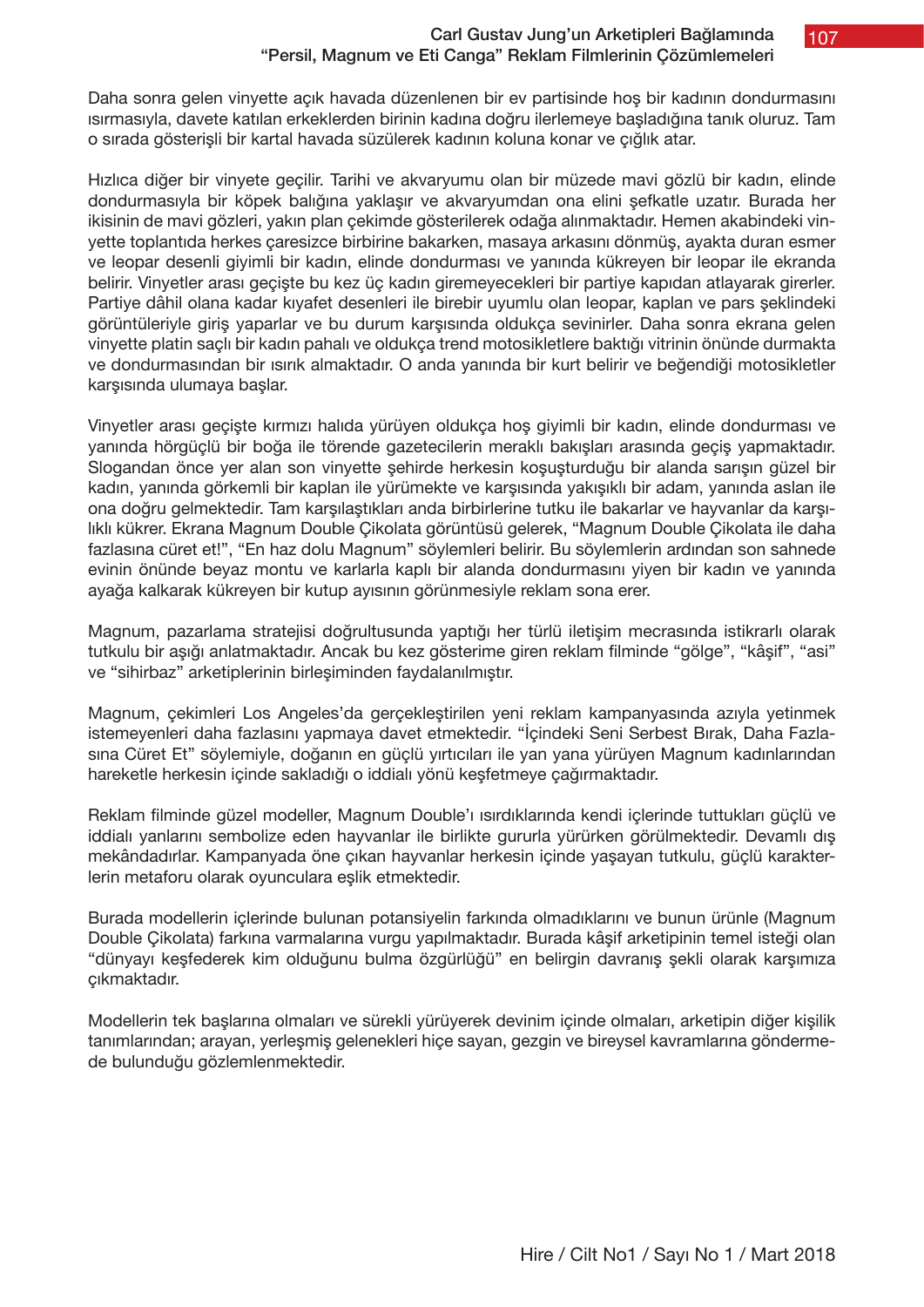Daha sonra gelen vinyette açık havada düzenlenen bir ev partisinde hoş bir kadının dondurmasını ısırmasıyla, davete katılan erkeklerden birinin kadına doğru ilerlemeye başladığına tanık oluruz. Tam o sırada gösterişli bir kartal havada süzülerek kadının koluna konar ve çığlık atar.

Hızlıca diğer bir vinyete geçilir. Tarihi ve akvaryumu olan bir müzede mavi gözlü bir kadın, elinde dondurmasıyla bir köpek balığına yaklaşır ve akvaryumdan ona elini şefkatle uzatır. Burada her ikisinin de mavi gözleri, yakın plan çekimde gösterilerek odağa alınmaktadır. Hemen akabindeki vinyette toplantıda herkes çaresizce birbirine bakarken, masaya arkasını dönmüş, ayakta duran esmer ve leopar desenli giyimli bir kadın, elinde dondurması ve yanında kükreyen bir leopar ile ekranda belirir. Vinyetler arası geçişte bu kez üç kadın giremeyecekleri bir partiye kapıdan atlayarak girerler. Partiye dâhil olana kadar kıyafet desenleri ile birebir uyumlu olan leopar, kaplan ve pars şeklindeki görüntüleriyle giriş yaparlar ve bu durum karşısında oldukça sevinirler. Daha sonra ekrana gelen vinyette platin saçlı bir kadın pahalı ve oldukça trend motosikletlere baktığı vitrinin önünde durmakta ve dondurmasından bir ısırık almaktadır. O anda yanında bir kurt belirir ve beğendiği motosikletler karşısında ulumaya başlar.

Vinyetler arası geçişte kırmızı halıda yürüyen oldukça hoş giyimli bir kadın, elinde dondurması ve yanında hörgüçlü bir boğa ile törende gazetecilerin meraklı bakışları arasında geçiş yapmaktadır. Slogandan önce yer alan son vinyette şehirde herkesin koşuşturduğu bir alanda sarışın güzel bir kadın, yanında görkemli bir kaplan ile yürümekte ve karşısında yakışıklı bir adam, yanında aslan ile ona doğru gelmektedir. Tam karşılaştıkları anda birbirlerine tutku ile bakarlar ve hayvanlar da karşılıklı kükrer. Ekrana Magnum Double Çikolata görüntüsü gelerek, "Magnum Double Çikolata ile daha fazlasına cüret et!", "En haz dolu Magnum" söylemleri belirir. Bu söylemlerin ardından son sahnede evinin önünde beyaz montu ve karlarla kaplı bir alanda dondurmasını yiyen bir kadın ve yanında ayağa kalkarak kükreyen bir kutup ayısının görünmesiyle reklam sona erer.

Magnum, pazarlama stratejisi doğrultusunda yaptığı her türlü iletişim mecrasında istikrarlı olarak tutkulu bir aşığı anlatmaktadır. Ancak bu kez gösterime giren reklam filminde "gölge", "kâşif", "asi" ve "sihirbaz" arketiplerinin birleşiminden faydalanılmıştır.

Magnum, çekimleri Los Angeles'da gerçekleştirilen yeni reklam kampanyasında azıyla yetinmek istemeyenleri daha fazlasını yapmaya davet etmektedir. "İçindeki Seni Serbest Bırak, Daha Fazlasına Cüret Et" söylemiyle, doğanın en güçlü yırtıcıları ile yan yana yürüyen Magnum kadınlarından hareketle herkesin içinde sakladığı o iddialı yönü keşfetmeye çağırmaktadır.

Reklam filminde güzel modeller, Magnum Double'ı ısırdıklarında kendi içlerinde tuttukları güçlü ve iddialı yanlarını sembolize eden hayvanlar ile birlikte gururla yürürken görülmektedir. Devamlı dış mekândadırlar. Kampanyada öne çıkan hayvanlar herkesin içinde yaşayan tutkulu, güçlü karakterlerin metaforu olarak oyunculara eşlik etmektedir.

Burada modellerin içlerinde bulunan potansiyelin farkında olmadıklarını ve bunun ürünle (Magnum Double Çikolata) farkına varmalarına vurgu yapılmaktadır. Burada kâşif arketipinin temel isteği olan "dünyayı keşfederek kim olduğunu bulma özgürlüğü" en belirgin davranış şekli olarak karşımıza çıkmaktadır.

Modellerin tek başlarına olmaları ve sürekli yürüyerek devinim içinde olmaları, arketipin diğer kişilik tanımlarından; arayan, yerleşmiş gelenekleri hiçe sayan, gezgin ve bireysel kavramlarına göndermede bulunduğu gözlemlenmektedir.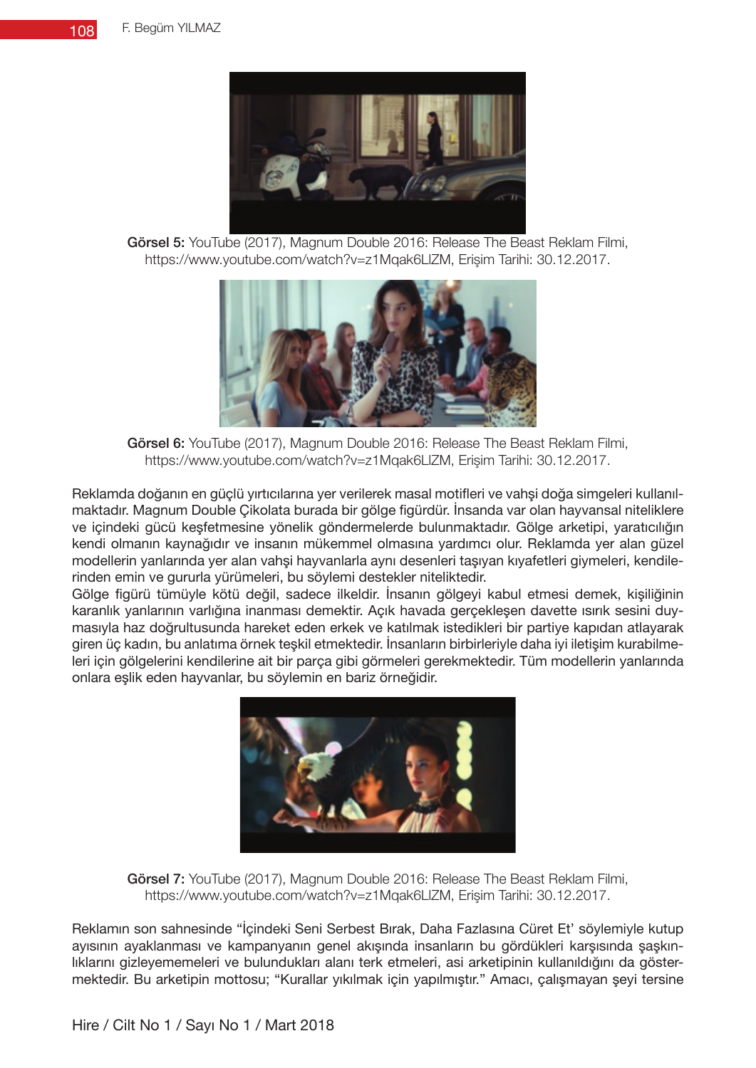**Görsel 5:** YouTube (2017), Magnum Double 2016: Release The Beast Reklam Filmi, https://www.youtube.com/watch?v=z1Mqak6LlZM, Erişim Tarihi: 30.12.2017.

**Görsel 6:** YouTube (2017), Magnum Double 2016: Release The Beast Reklam Filmi, https://www.youtube.com/watch?v=z1Mqak6LlZM, Erişim Tarihi: 30.12.2017.

Reklamda doğanın en güçlü yırtıcılarına yer verilerek masal motifleri ve vahşi doğa simgeleri kullanılmaktadır. Magnum Double Çikolata burada bir gölge figürdür. İnsanda var olan hayvansal niteliklere ve içindeki gücü keşfetmesine yönelik göndermelerde bulunmaktadır. Gölge arketipi, yaratıcılığın kendi olmanın kaynağıdır ve insanın mükemmel olmasına yardımcı olur. Reklamda yer alan güzel modellerin yanlarında yer alan vahşi hayvanlarla aynı desenleri taşıyan kıyafetleri giymeleri, kendilerinden emin ve gururla yürümeleri, bu söylemi destekler niteliktedir.
Gölge figürü tümüyle kötü değil, sadece ilkeldir. İnsanın gölgeyi kabul etmesi demek, kişiliğinin karanlık yanlarının varlığına inanması demektir. Açık havada gerçekleşen davette ısırık sesini duymasıyla haz doğrultusunda hareket eden erkek ve katılmak istedikleri bir partiye kapıdan atlayarak giren üç kadın, bu anlatıma örnek teşkil etmektedir. İnsanların birbirleriyle daha iyi iletişim kurabilmeleri için gölgelerini kendilerine ait bir parça gibi görmeleri gerekmektedir. Tüm modellerin yanlarında onlara eşlik eden hayvanlar, bu söylemin en bariz örneğidir.

**Görsel 7:** YouTube (2017), Magnum Double 2016: Release The Beast Reklam Filmi, https://www.youtube.com/watch?v=z1Mqak6LlZM, Erişim Tarihi: 30.12.2017.

Reklamın son sahnesinde "İçindeki Seni Serbest Bırak, Daha Fazlasına Cüret Et' söylemiyle kutup ayısının ayaklanması ve kampanyanın genel akışında insanların bu gördükleri karşısında şaşkınlıklarını gizleyememeleri ve bulundukları alanı terk etmeleri, asi arketipinin kullanıldığını da göstermektedir. Bu arketipin mottosu; "Kurallar yıkılmak için yapılmıştır." Amacı, çalışmayan şeyi tersine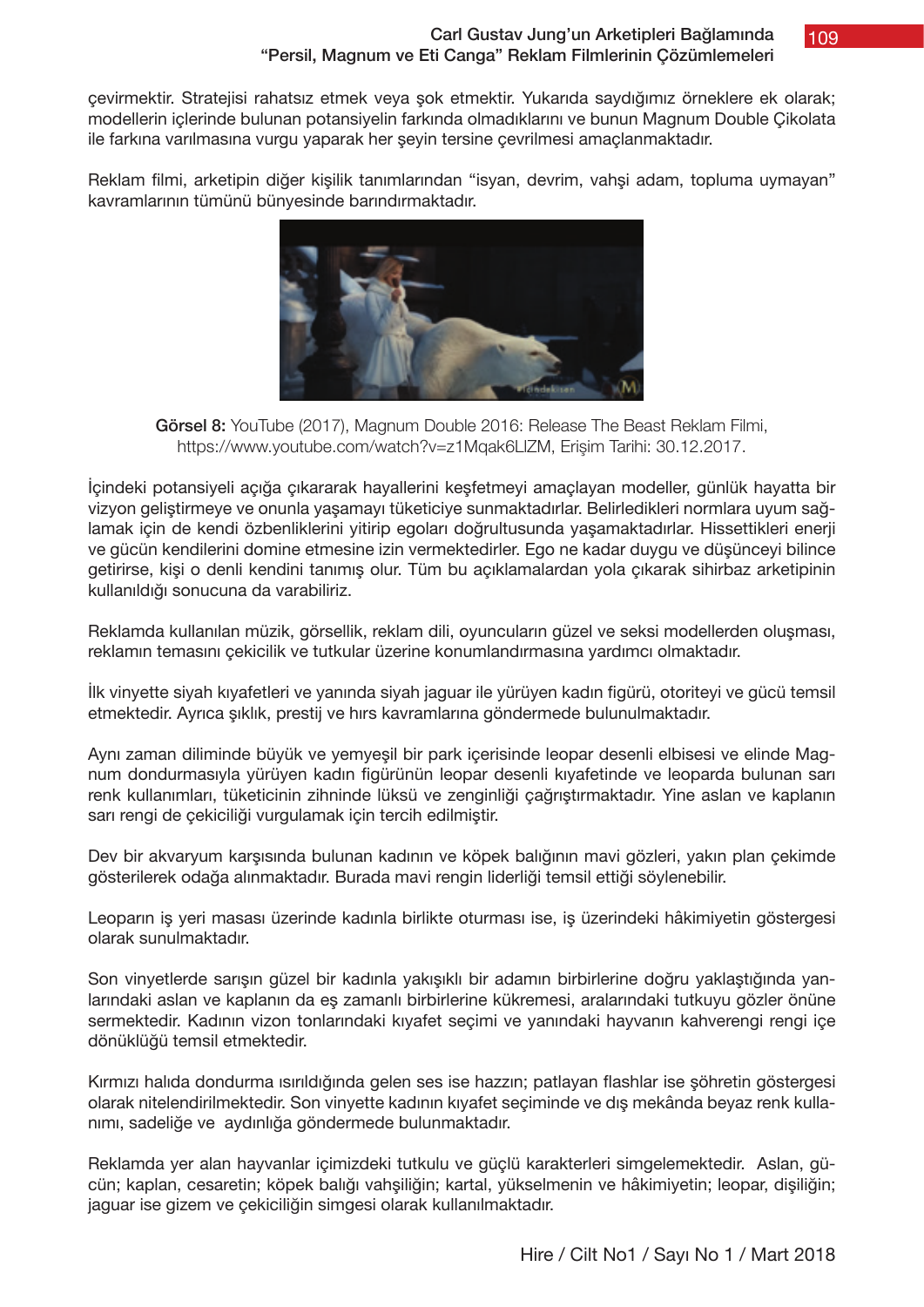çevirmektir. Stratejisi rahatsız etmek veya şok etmektir. Yukarıda saydığımız örneklere ek olarak; modellerin içlerinde bulunan potansiyelin farkında olmadıklarını ve bunun Magnum Double Çikolata ile farkına varılmasına vurgu yaparak her şeyin tersine çevrilmesi amaçlanmaktadır.

Reklam filmi, arketipin diğer kişilik tanımlarından "isyan, devrim, vahşi adam, topluma uymayan" kavramlarının tümünü bünyesinde barındırmaktadır.

**Görsel 8:** YouTube (2017), Magnum Double 2016: Release The Beast Reklam Filmi, https://www.youtube.com/watch?v=z1Mqak6LlZM, Erişim Tarihi: 30.12.2017.

İçindeki potansiyeli açığa çıkararak hayallerini keşfetmeyi amaçlayan modeller, günlük hayatta bir vizyon geliştirmeye ve onunla yaşamayı tüketiciye sunmaktadırlar. Belirledikleri normlara uyum sağlamak için de kendi özbenliklerini yitirip egoları doğrultusunda yaşamaktadırlar. Hissettikleri enerji ve gücün kendilerini domine etmesine izin vermektedirler. Ego ne kadar duygu ve düşünceyi bilince getirirse, kişi o denli kendini tanımış olur. Tüm bu açıklamalardan yola çıkarak sihirbaz arketipinin kullanıldığı sonucuna da varabiliriz.

Reklamda kullanılan müzik, görsellik, reklam dili, oyuncuların güzel ve seksi modellerden oluşması, reklamın temasını çekicilik ve tutkular üzerine konumlandırmasına yardımcı olmaktadır.

İlk vinyette siyah kıyafetleri ve yanında siyah jaguar ile yürüyen kadın figürü, otoriteyi ve gücü temsil etmektedir. Ayrıca şıklık, prestij ve hırs kavramlarına göndermede bulunulmaktadır.

Aynı zaman diliminde büyük ve yemyeşil bir park içerisinde leopar desenli elbisesi ve elinde Magnum dondurmasıyla yürüyen kadın figürünün leopar desenli kıyafetinde ve leoparda bulunan sarı renk kullanımları, tüketicinin zihninde lüksü ve zenginliği çağrıştırmaktadır. Yine aslan ve kaplanın sarı rengi de çekiciliği vurgulamak için tercih edilmiştir.

Dev bir akvaryum karşısında bulunan kadının ve köpek balığının mavi gözleri, yakın plan çekimde gösterilerek odağa alınmaktadır. Burada mavi rengin liderliği temsil ettiği söylenebilir.

Leoparın iş yeri masası üzerinde kadınla birlikte oturması ise, iş üzerindeki hâkimiyetin göstergesi olarak sunulmaktadır.

Son vinyetlerde sarışın güzel bir kadınla yakışıklı bir adamın birbirlerine doğru yaklaştığında yanlarındaki aslan ve kaplanın da eş zamanlı birbirlerine kükremesi, aralarındaki tutkuyu gözler önüne sermektedir. Kadının vizon tonlarındaki kıyafet seçimi ve yanındaki hayvanın kahverengi rengi içe dönüklüğü temsil etmektedir.

Kırmızı halıda dondurma ısırıldığında gelen ses ise hazzın; patlayan flashlar ise şöhretin göstergesi olarak nitelendirilmektedir. Son vinyette kadının kıyafet seçiminde ve dış mekânda beyaz renk kullanımı, sadeliğe ve aydınlığa göndermede bulunmaktadır.

Reklamda yer alan hayvanlar içimizdeki tutkulu ve güçlü karakterleri simgelemektedir. Aslan, gücün; kaplan, cesaretin; köpek balığı vahşiliğin; kartal, yükselmenin ve hâkimiyetin; leopar, dişiliğin; jaguar ise gizem ve çekiciliğin simgesi olarak kullanılmaktadır.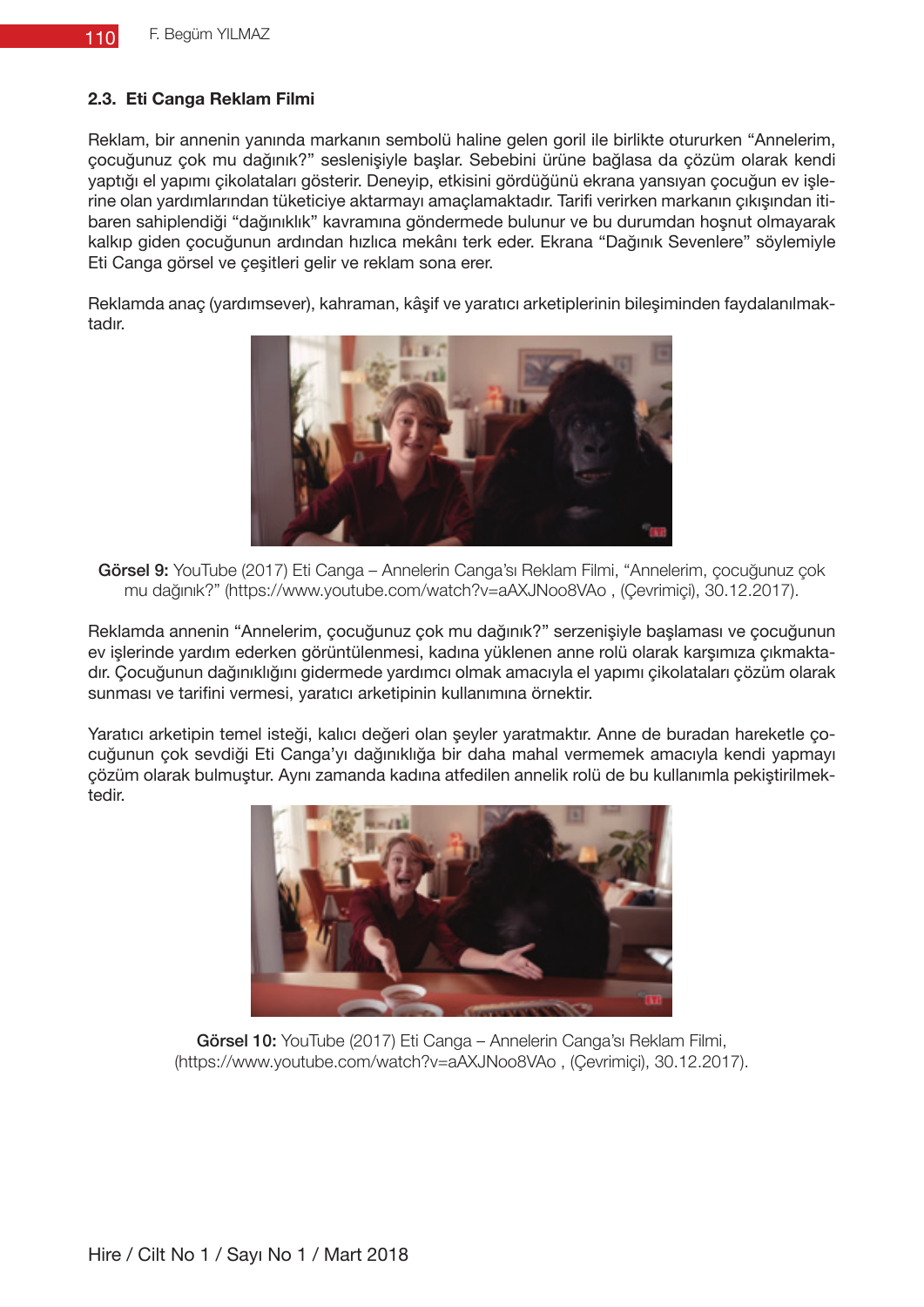### 2.3. Eti Canga Reklam Filmi

Reklam, bir annenin yanında markanın sembolü haline gelen goril ile birlikte otururken "Annelerim, çocuğunuz çok mu dağınık?" seslenişiyle başlar. Sebebini ürüne bağlasa da çözüm olarak kendi yaptığı el yapımı çikolataları gösterir. Deneyip, etkisini gördüğünü ekrana yansıyan çocuğun ev işlerine olan yardımlarından tüketiciye aktarmayı amaçlamaktadır. Tarifi verirken markanın çıkışından itibaren sahiplendiği "dağınıklık" kavramına göndermede bulunur ve bu durumdan hoşnut olmayarak kalkıp giden çocuğunun ardından hızlıca mekânı terk eder. Ekrana "Dağınık Sevenlere" söylemiyle Eti Canga görsel ve çeşitleri gelir ve reklam sona erer.

Reklamda anaç (yardımsever), kahraman, kâşif ve yaratıcı arketiplerinin bileşiminden faydalanılmaktadır.

**Görsel 9:** YouTube (2017) Eti Canga – Annelerin Canga'sı Reklam Filmi, "Annelerim, çocuğunuz çok mu dağınık?" (https://www.youtube.com/watch?v=aAXJNoo8VAo , (Çevrimiçi), 30.12.2017).

Reklamda annenin "Annelerim, çocuğunuz çok mu dağınık?" serzenişiyle başlaması ve çocuğunun ev işlerinde yardım ederken görüntülenmesi, kadına yüklenen anne rolü olarak karşımıza çıkmaktadır. Çocuğunun dağınıklığını gidermede yardımcı olmak amacıyla el yapımı çikolataları çözüm olarak sunması ve tarifini vermesi, yaratıcı arketipinin kullanımına örnektir.

Yaratıcı arketipin temel isteği, kalıcı değeri olan şeyler yaratmaktır. Anne de buradan hareketle çocuğunun çok sevdiği Eti Canga'yı dağınıklığa bir daha mahal vermemek amacıyla kendi yapmayı çözüm olarak bulmuştur. Aynı zamanda kadına atfedilen annelik rolü de bu kullanımla pekiştirilmektedir.

**Görsel 10:** YouTube (2017) Eti Canga – Annelerin Canga'sı Reklam Filmi, (https://www.youtube.com/watch?v=aAXJNoo8VAo , (Çevrimiçi), 30.12.2017).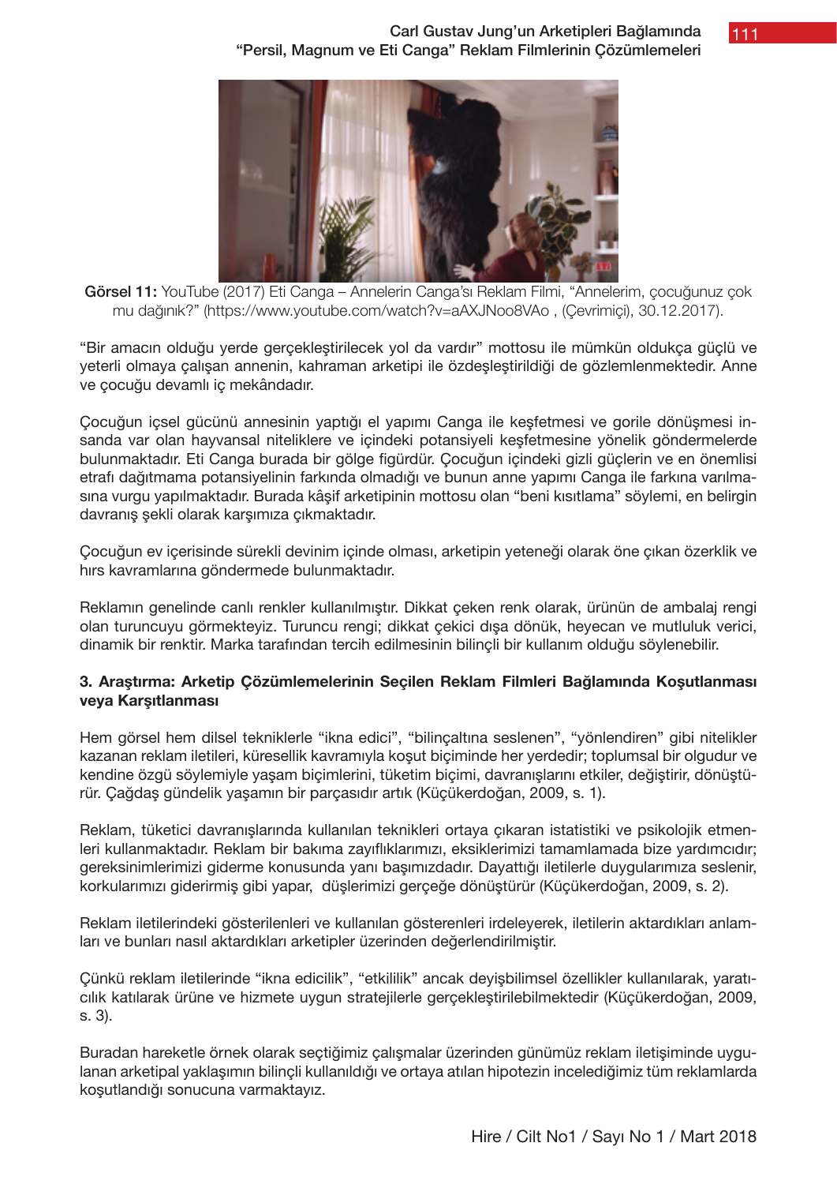**Görsel 11:** YouTube (2017) Eti Canga – Annelerin Canga'sı Reklam Filmi, "Annelerim, çocuğunuz çok mu dağınık?" (https://www.youtube.com/watch?v=aAXJNoo8VAo , (Çevrimiçi), 30.12.2017).

"Bir amacın olduğu yerde gerçekleştirilecek yol da vardır" mottosu ile mümkün oldukça güçlü ve yeterli olmaya çalışan annenin, kahraman arketipi ile özdeşleştirildiği de gözlemlenmektedir. Anne ve çocuğu devamlı iç mekândadır.

Çocuğun içsel gücünü annesinin yaptığı el yapımı Canga ile keşfetmesi ve gorile dönüşmesi insanda var olan hayvansal niteliklere ve içindeki potansiyeli keşfetmesine yönelik göndermelerde bulunmaktadır. Eti Canga burada bir gölge figürdür. Çocuğun içindeki gizli güçlerin ve en önemlisi etrafı dağıtmama potansiyelinin farkında olmadığı ve bunun anne yapımı Canga ile farkına varılmasına vurgu yapılmaktadır. Burada kâşif arketipinin mottosu olan "beni kısıtlama" söylemi, en belirgin davranış şekli olarak karşımıza çıkmaktadır.

Çocuğun ev içerisinde sürekli devinim içinde olması, arketipin yeteneği olarak öne çıkan özerklik ve hırs kavramlarına göndermede bulunmaktadır.

Reklamın genelinde canlı renkler kullanılmıştır. Dikkat çeken renk olarak, ürünün de ambalaj rengi olan turuncuyu görmekteyiz. Turuncu rengi; dikkat çekici dışa dönük, heyecan ve mutluluk verici, dinamik bir renktir. Marka tarafından tercih edilmesinin bilinçli bir kullanım olduğu söylenebilir.

### 3. Araştırma: Arketip Çözümlemelerinin Seçilen Reklam Filmleri Bağlamında Koşutlanması veya Karşıtlanması

Hem görsel hem dilsel tekniklerle "ikna edici", "bilinçaltına seslenen", "yönlendiren" gibi nitelikler kazanan reklam iletileri, küresellik kavramıyla koşut biçiminde her yerdedir; toplumsal bir olgudur ve kendine özgü söylemiyle yaşam biçimlerini, tüketim biçimi, davranışlarını etkiler, değiştirir, dönüştürür. Çağdaş gündelik yaşamın bir parçasıdır artık (Küçükerdoğan, 2009, s. 1).

Reklam, tüketici davranışlarında kullanılan teknikleri ortaya çıkaran istatistiki ve psikolojik etmenleri kullanmaktadır. Reklam bir bakıma zayıflıklarımızı, eksiklerimizi tamamlamada bize yardımcıdır; gereksinimlerimizi giderme konusunda yanı başımızdadır. Dayattığı iletilerle duygularımıza seslenir, korkularımızı gidermiş gibi yapar, düşlerimizi gerçeğe dönüştürür (Küçükerdoğan, 2009, s. 2).

Reklam iletilerindeki gösterilenleri ve kullanılan gösterenleri irdeleyerek, iletilerin aktardıkları anlamları ve bunları nasıl aktardıkları arketipler üzerinden değerlendirilmiştir.

Çünkü reklam iletilerinde "ikna edicilik", "etkililik" ancak deyişbilimsel özellikler kullanılarak, yaratıcılık katılarak ürüne ve hizmete uygun stratejilerle gerçekleştirilebilmektedir (Küçükerdoğan, 2009, s. 3).

Buradan hareketle örnek olarak seçtiğimiz çalışmalar üzerinden günümüz reklam iletişiminde uygulanan arketipal yaklaşımın bilinçli kullanıldığı ve ortaya atılan hipotezin incelediğimiz tüm reklamlarda koşutlandığı sonucuna varmaktayız.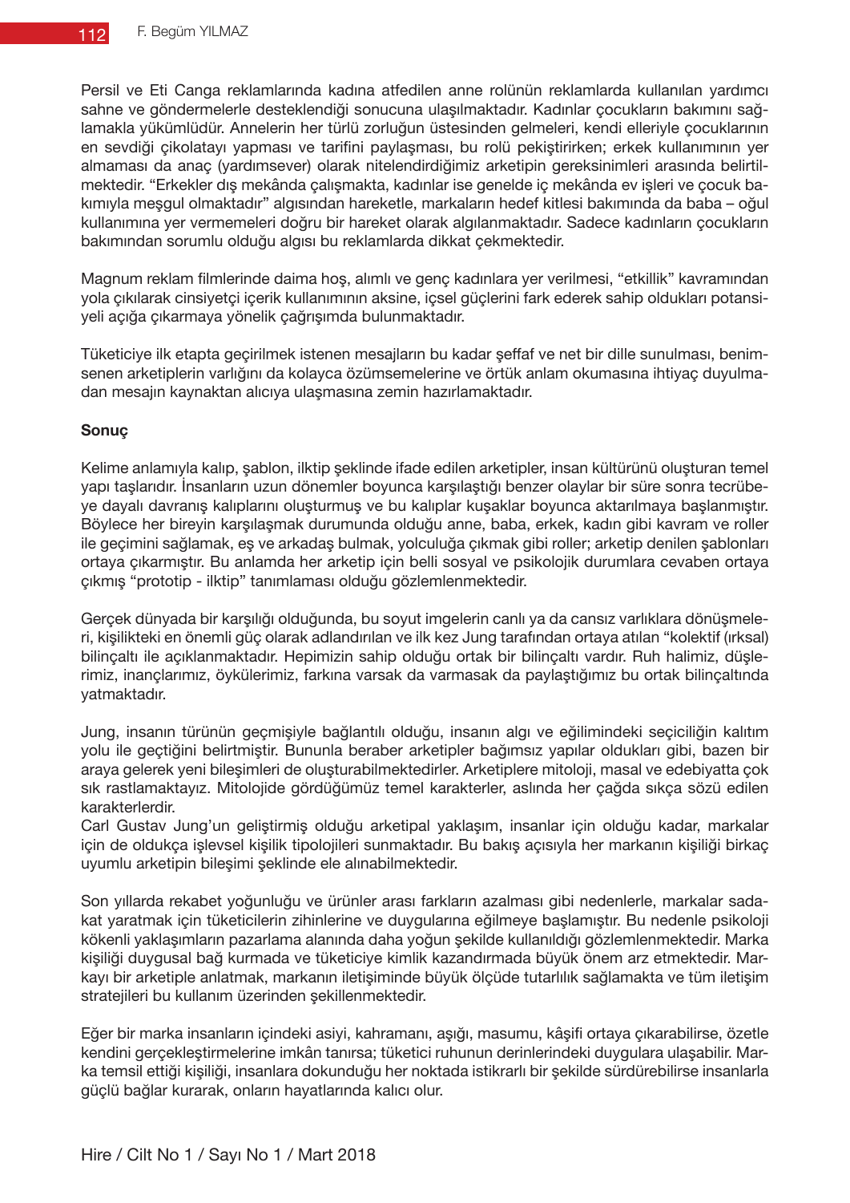Persil ve Eti Canga reklamlarında kadına atfedilen anne rolünün reklamlarda kullanılan yardımcı sahne ve göndermelerle desteklendiği sonucuna ulaşılmaktadır. Kadınlar çocukların bakımını sağlamakla yükümlüdür. Annelerin her türlü zorluğun üstesinden gelmeleri, kendi elleriyle çocuklarının en sevdiği çikolatayı yapması ve tarifini paylaşması, bu rolü pekiştirirken; erkek kullanımının yer almaması da anaç (yardımsever) olarak nitelendirdiğimiz arketipin gereksinimleri arasında belirtilmektedir. "Erkekler dış mekânda çalışmakta, kadınlar ise genelde iç mekânda ev işleri ve çocuk bakımıyla meşgul olmaktadır" algısından hareketle, markaların hedef kitlesi bakımında da baba – oğul kullanımına yer vermemeleri doğru bir hareket olarak algılanmaktadır. Sadece kadınların çocukların bakımından sorumlu olduğu algısı bu reklamlarda dikkat çekmektedir.

Magnum reklam filmlerinde daima hoş, alımlı ve genç kadınlara yer verilmesi, "etkillik" kavramından yola çıkılarak cinsiyetçi içerik kullanımının aksine, içsel güçlerini fark ederek sahip oldukları potansiyeli açığa çıkarmaya yönelik çağrışımda bulunmaktadır.

Tüketiciye ilk etapta geçirilmek istenen mesajların bu kadar şeffaf ve net bir dille sunulması, benimsenen arketiplerin varlığını da kolayca özümsemelerine ve örtük anlam okumasına ihtiyaç duyulmadan mesajın kaynaktan alıcıya ulaşmasına zemin hazırlamaktadır.

**Sonuç**

Kelime anlamıyla kalıp, şablon, ilktip şeklinde ifade edilen arketipler, insan kültürünü oluşturan temel yapı taşlarıdır. İnsanların uzun dönemler boyunca karşılaştığı benzer olaylar bir süre sonra tecrübeye dayalı davranış kalıplarını oluşturmuş ve bu kalıplar kuşaklar boyunca aktarılmaya başlanmıştır. Böylece her bireyin karşılaşmak durumunda olduğu anne, baba, erkek, kadın gibi kavram ve roller ile geçimini sağlamak, eş ve arkadaş bulmak, yolculuğa çıkmak gibi roller; arketip denilen şablonları ortaya çıkarmıştır. Bu anlamda her arketip için belli sosyal ve psikolojik durumlara cevaben ortaya çıkmış "prototip - ilktip" tanımlaması olduğu gözlemlenmektedir.

Gerçek dünyada bir karşılığı olduğunda, bu soyut imgelerin canlı ya da cansız varlıklara dönüşmeleri, kişilikteki en önemli güç olarak adlandırılan ve ilk kez Jung tarafından ortaya atılan "kolektif (ırksal) bilinçaltı ile açıklanmaktadır. Hepimizin sahip olduğu ortak bir bilinçaltı vardır. Ruh halimiz, düşlerimiz, inançlarımız, öykülerimiz, farkına varsak da varmasak da paylaştığımız bu ortak bilinçaltında yatmaktadır.

Jung, insanın türünün geçmişiyle bağlantılı olduğu, insanın algı ve eğilimindeki seçiciliğin kalıtım yolu ile geçtiğini belirtmiştir. Bununla beraber arketipler bağımsız yapılar oldukları gibi, bazen bir araya gelerek yeni bileşimleri de oluşturabilmektedirler. Arketiplere mitoloji, masal ve edebiyatta çok sık rastlamaktayız. Mitolojide gördüğümüz temel karakterler, aslında her çağda sıkça sözü edilen karakterlerdir.
Carl Gustav Jung'un geliştirmiş olduğu arketipal yaklaşım, insanlar için olduğu kadar, markalar için de oldukça işlevsel kişilik tipolojileri sunmaktadır. Bu bakış açısıyla her markanın kişiliği birkaç uyumlu arketipin bileşimi şeklinde ele alınabilmektedir.

Son yıllarda rekabet yoğunluğu ve ürünler arası farkların azalması gibi nedenlerle, markalar sadakat yaratmak için tüketicilerin zihinlerine ve duygularına eğilmeye başlamıştır. Bu nedenle psikoloji kökenli yaklaşımların pazarlama alanında daha yoğun şekilde kullanıldığı gözlemlenmektedir. Marka kişiliği duygusal bağ kurmada ve tüketiciye kimlik kazandırmada büyük önem arz etmektedir. Markayı bir arketiple anlatmak, markanın iletişiminde büyük ölçüde tutarlılık sağlamakta ve tüm iletişim stratejileri bu kullanım üzerinden şekillenmektedir.

Eğer bir marka insanların içindeki asiyi, kahramanı, aşığı, masumu, kâşifi ortaya çıkarabilirse, özetle kendini gerçekleştirmelerine imkân tanırsa; tüketici ruhunun derinlerindeki duygulara ulaşabilir. Marka temsil ettiği kişiliği, insanlara dokunduğu her noktada istikrarlı bir şekilde sürdürebilirse insanlarla güçlü bağlar kurarak, onların hayatlarında kalıcı olur.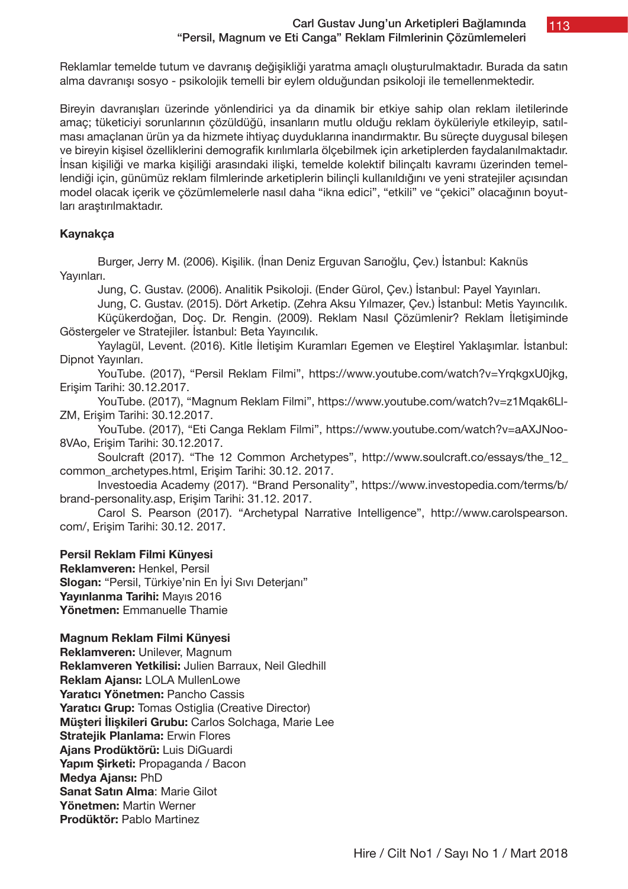Reklamlar temelde tutum ve davranış değişikliği yaratma amaçlı oluşturulmaktadır. Burada da satın alma davranışı sosyo - psikolojik temelli bir eylem olduğundan psikoloji ile temellenmektedir.

Bireyin davranışları üzerinde yönlendirici ya da dinamik bir etkiye sahip olan reklam iletilerinde amaç; tüketiciyi sorunlarının çözüldüğü, insanların mutlu olduğu reklam öyküleriyle etkileyip, satılması amaçlanan ürün ya da hizmete ihtiyaç duyduklarına inandırmaktır. Bu süreçte duygusal bileşen ve bireyin kişisel özelliklerini demografik kırılımlarla ölçebilmek için arketiplerden faydalanılmaktadır. İnsan kişiliği ve marka kişiliği arasındaki ilişki, temelde kolektif bilinçaltı kavramı üzerinden temellendiği için, günümüz reklam filmlerinde arketiplerin bilinçli kullanıldığını ve yeni stratejiler açısından model olacak içerik ve çözümlemelerle nasıl daha "ikna edici", "etkili" ve "çekici" olacağının boyutları araştırılmaktadır.

**Kaynakça**

Burger, Jerry M. (2006). Kişilik. (İnan Deniz Erguvan Sarıoğlu, Çev.) İstanbul: Kaknüs Yayınları.

Jung, C. Gustav. (2006). Analitik Psikoloji. (Ender Gürol, Çev.) İstanbul: Payel Yayınları.

Jung, C. Gustav. (2015). Dört Arketip. (Zehra Aksu Yılmazer, Çev.) İstanbul: Metis Yayıncılık.

Küçükerdoğan, Doç. Dr. Rengin. (2009). Reklam Nasıl Çözümlenir? Reklam İletişiminde Göstergeler ve Stratejiler. İstanbul: Beta Yayıncılık.

Yaylagül, Levent. (2016). Kitle İletişim Kuramları Egemen ve Eleştirel Yaklaşımlar. İstanbul: Dipnot Yayınları.

YouTube. (2017), "Persil Reklam Filmi", https://www.youtube.com/watch?v=YrqkgxU0jkg, Erişim Tarihi: 30.12.2017.

YouTube. (2017), "Magnum Reklam Filmi", https://www.youtube.com/watch?v=z1Mqak6Ll-ZM, Erişim Tarihi: 30.12.2017.

YouTube. (2017), "Eti Canga Reklam Filmi", https://www.youtube.com/watch?v=aAXJNoo-8VAo, Erişim Tarihi: 30.12.2017.

Soulcraft (2017). "The 12 Common Archetypes", http://www.soulcraft.co/essays/the_12_common_archetypes.html, Erişim Tarihi: 30.12. 2017.

Investoedia Academy (2017). "Brand Personality", https://www.investopedia.com/terms/b/brand-personality.asp, Erişim Tarihi: 31.12. 2017.

Carol S. Pearson (2017). "Archetypal Narrative Intelligence", http://www.carolspearson.com/, Erişim Tarihi: 30.12. 2017.

**Persil Reklam Filmi Künyesi**
**Reklamveren:** Henkel, Persil
**Slogan:** "Persil, Türkiye'nin En İyi Sıvı Deterjanı"
**Yayınlanma Tarihi:** Mayıs 2016
**Yönetmen:** Emmanuelle Thamie

**Magnum Reklam Filmi Künyesi**
**Reklamveren:** Unilever, Magnum
**Reklamveren Yetkilisi:** Julien Barraux, Neil Gledhill
**Reklam Ajansı:** LOLA MullenLowe
**Yaratıcı Yönetmen:** Pancho Cassis
**Yaratıcı Grup:** Tomas Ostiglia (Creative Director)
**Müşteri İlişkileri Grubu:** Carlos Solchaga, Marie Lee
**Stratejik Planlama:** Erwin Flores
**Ajans Prodüktörü:** Luis DiGuardi
**Yapım Şirketi:** Propaganda / Bacon
**Medya Ajansı:** PhD
**Sanat Satın Alma**: Marie Gilot
**Yönetmen:** Martin Werner
**Prodüktör:** Pablo Martinez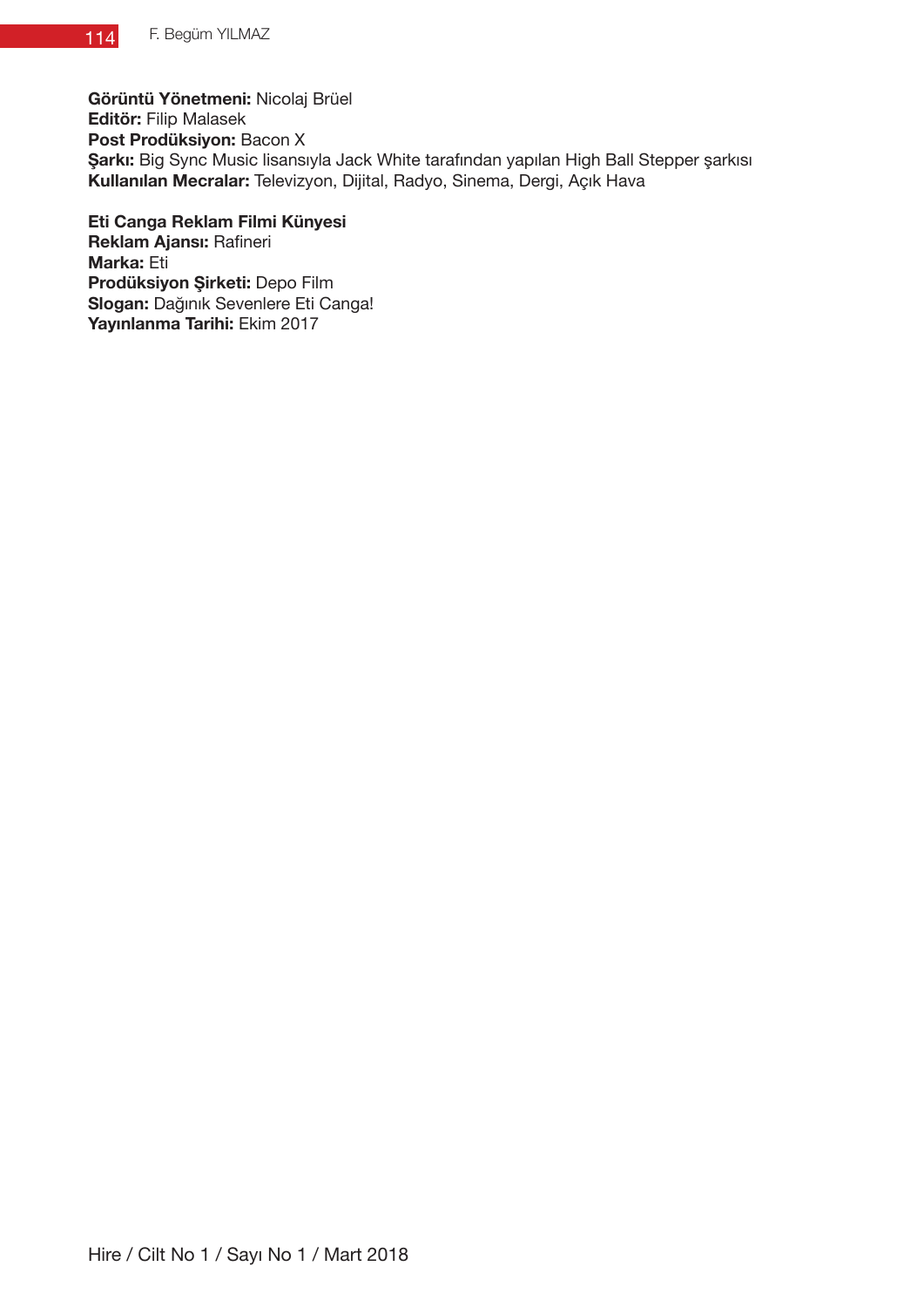**Görüntü Yönetmeni:** Nicolaj Brüel
**Editör:** Filip Malasek
**Post Prodüksiyon:** Bacon X
**Şarkı:** Big Sync Music lisansıyla Jack White tarafından yapılan High Ball Stepper şarkısı
**Kullanılan Mecralar:** Televizyon, Dijital, Radyo, Sinema, Dergi, Açık Hava

**Eti Canga Reklam Filmi Künyesi**
**Reklam Ajansı:** Rafineri
**Marka:** Eti
**Prodüksiyon Şirketi:** Depo Film
**Slogan:** Dağınık Sevenlere Eti Canga!
**Yayınlanma Tarihi:** Ekim 2017